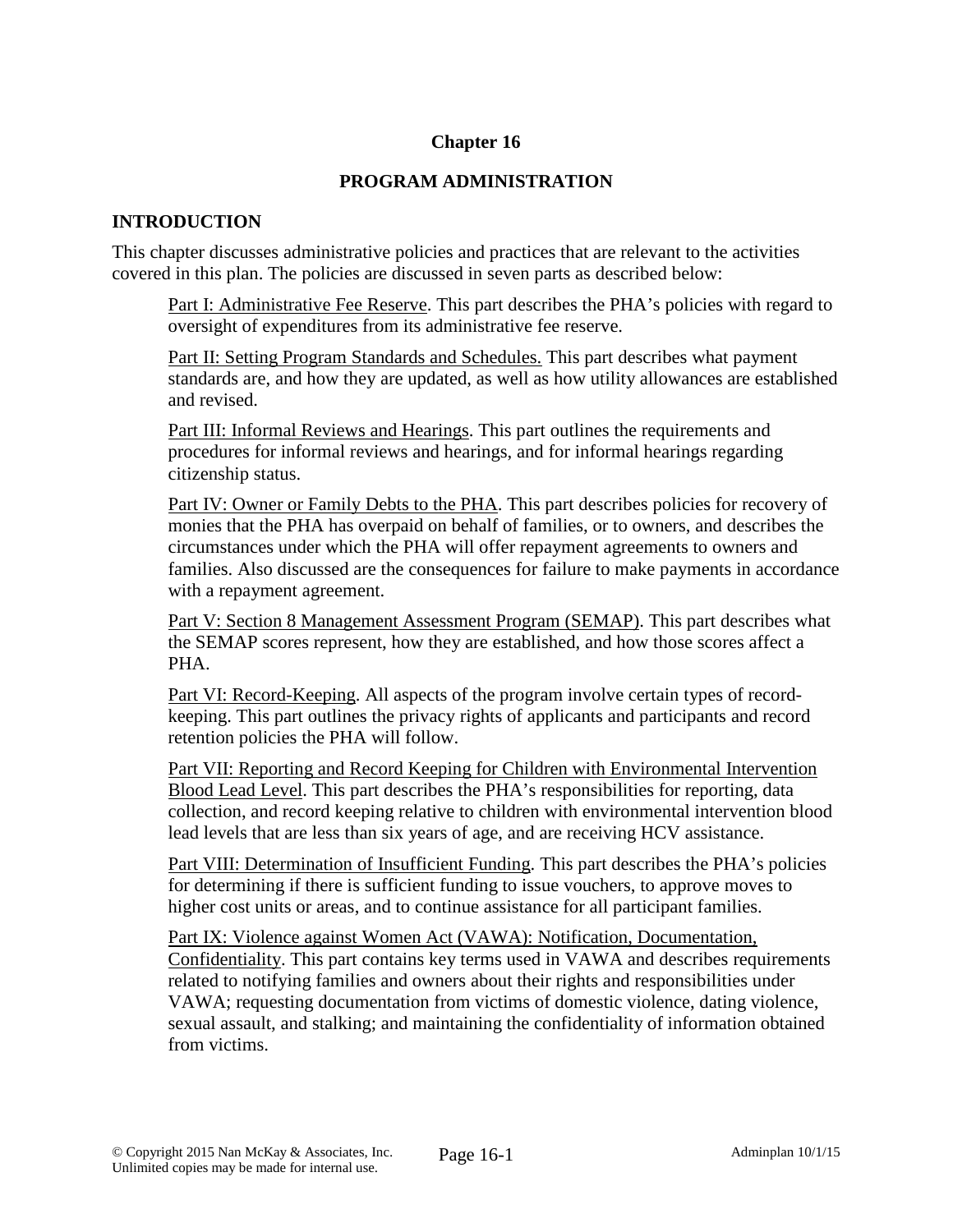# Chapter 16

## PROGRAM ADMINISTRATION

### INTRODUCTION

This chapter discusses administrative policies and practices that are relevant to the activities covered in this plan. The policies are discussed in seven parts as described below:

Part I: Administrative Fee Reserve. This part describes the PHA's policies with regard to oversight of expenditures from its administrative fee reserve.

Part II: Setting Program Standards and Schedules. This part describes what payment standards are, and how they are updated, as well as how utility allowances are established and revised.

Part III: Informal Reviews and Hearings. This part outlines the requirements and procedures for informal reviews and hearings, and for informal hearings regarding citizenship status.

Part IV: Owner or Family Debts to the PHA. This part describes policies for recovery of monies that the PHA has overpaid on behalf of families, or to owners, and describes the circumstances under which the PHA will offer repayment agreements to owners and families. Also discussed are the consequences for failure to make payments in accordance with a repayment agreement.

Part V: Section 8 Management Assessment Program (SEMAP). This part describes what the SEMAP scores represent, how they are established, and how those scores affect a PHA.

Part VI: Record-Keeping. All aspects of the program involve certain types of record-keeping. This part outlines the privacy rights of applicants and participants and record retention policies the PHA will follow.

Part VII: Reporting and Record Keeping for Children with Environmental Intervention Blood Lead Level. This part describes the PHA's responsibilities for reporting, data collection, and record keeping relative to children with environmental intervention blood lead levels that are less than six years of age, and are receiving HCV assistance.

Part VIII: Determination of Insufficient Funding. This part describes the PHA's policies for determining if there is sufficient funding to issue vouchers, to approve moves to higher cost units or areas, and to continue assistance for all participant families.

Part IX: Violence against Women Act (VAWA): Notification, Documentation, Confidentiality. This part contains key terms used in VAWA and describes requirements related to notifying families and owners about their rights and responsibilities under VAWA; requesting documentation from victims of domestic violence, dating violence, sexual assault, and stalking; and maintaining the confidentiality of information obtained from victims.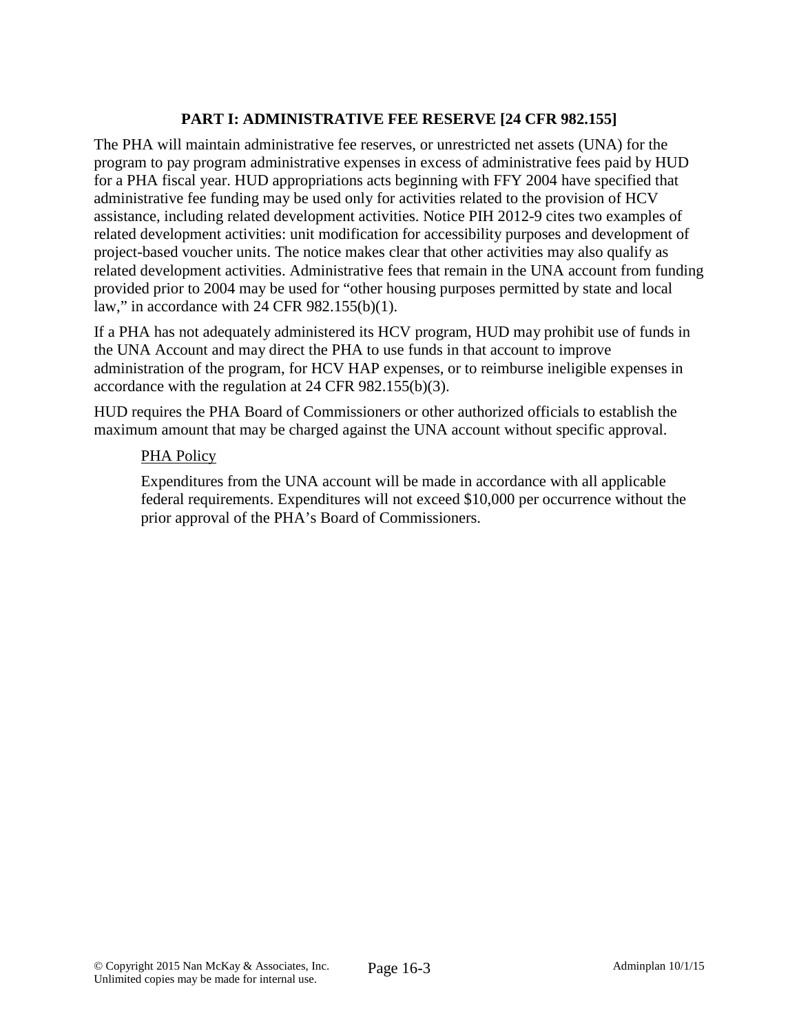## PART I: ADMINISTRATIVE FEE RESERVE [24 CFR 982.155]

The PHA will maintain administrative fee reserves, or unrestricted net assets (UNA) for the program to pay program administrative expenses in excess of administrative fees paid by HUD for a PHA fiscal year. HUD appropriations acts beginning with FFY 2004 have specified that administrative fee funding may be used only for activities related to the provision of HCV assistance, including related development activities. Notice PIH 2012-9 cites two examples of related development activities: unit modification for accessibility purposes and development of project-based voucher units. The notice makes clear that other activities may also qualify as related development activities. Administrative fees that remain in the UNA account from funding provided prior to 2004 may be used for "other housing purposes permitted by state and local law," in accordance with 24 CFR 982.155(b)(1).

If a PHA has not adequately administered its HCV program, HUD may prohibit use of funds in the UNA Account and may direct the PHA to use funds in that account to improve administration of the program, for HCV HAP expenses, or to reimburse ineligible expenses in accordance with the regulation at 24 CFR 982.155(b)(3).

HUD requires the PHA Board of Commissioners or other authorized officials to establish the maximum amount that may be charged against the UNA account without specific approval.

PHA Policy

Expenditures from the UNA account will be made in accordance with all applicable federal requirements. Expenditures will not exceed $10,000 per occurrence without the prior approval of the PHA's Board of Commissioners.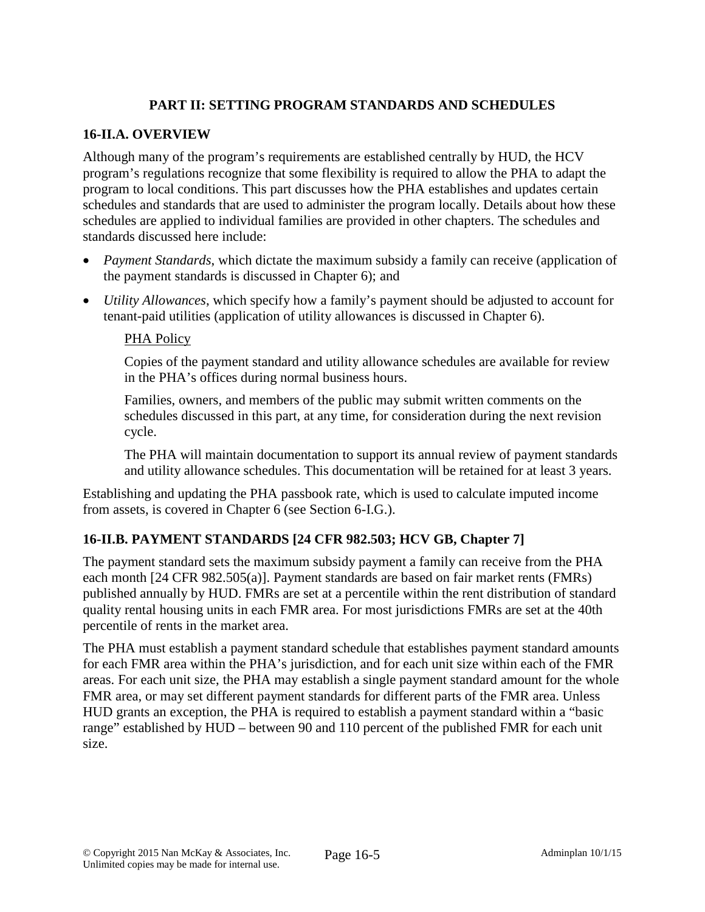## PART II: SETTING PROGRAM STANDARDS AND SCHEDULES

### 16-II.A. OVERVIEW

Although many of the program's requirements are established centrally by HUD, the HCV program's regulations recognize that some flexibility is required to allow the PHA to adapt the program to local conditions. This part discusses how the PHA establishes and updates certain schedules and standards that are used to administer the program locally. Details about how these schedules are applied to individual families are provided in other chapters. The schedules and standards discussed here include:

- *Payment Standards*, which dictate the maximum subsidy a family can receive (application of the payment standards is discussed in Chapter 6); and
- *Utility Allowances*, which specify how a family's payment should be adjusted to account for tenant-paid utilities (application of utility allowances is discussed in Chapter 6).

PHA Policy

Copies of the payment standard and utility allowance schedules are available for review in the PHA's offices during normal business hours.

Families, owners, and members of the public may submit written comments on the schedules discussed in this part, at any time, for consideration during the next revision cycle.

The PHA will maintain documentation to support its annual review of payment standards and utility allowance schedules. This documentation will be retained for at least 3 years.

Establishing and updating the PHA passbook rate, which is used to calculate imputed income from assets, is covered in Chapter 6 (see Section 6-I.G.).

### 16-II.B. PAYMENT STANDARDS [24 CFR 982.503; HCV GB, Chapter 7]

The payment standard sets the maximum subsidy payment a family can receive from the PHA each month [24 CFR 982.505(a)]. Payment standards are based on fair market rents (FMRs) published annually by HUD. FMRs are set at a percentile within the rent distribution of standard quality rental housing units in each FMR area. For most jurisdictions FMRs are set at the 40th percentile of rents in the market area.

The PHA must establish a payment standard schedule that establishes payment standard amounts for each FMR area within the PHA's jurisdiction, and for each unit size within each of the FMR areas. For each unit size, the PHA may establish a single payment standard amount for the whole FMR area, or may set different payment standards for different parts of the FMR area. Unless HUD grants an exception, the PHA is required to establish a payment standard within a "basic range" established by HUD – between 90 and 110 percent of the published FMR for each unit size.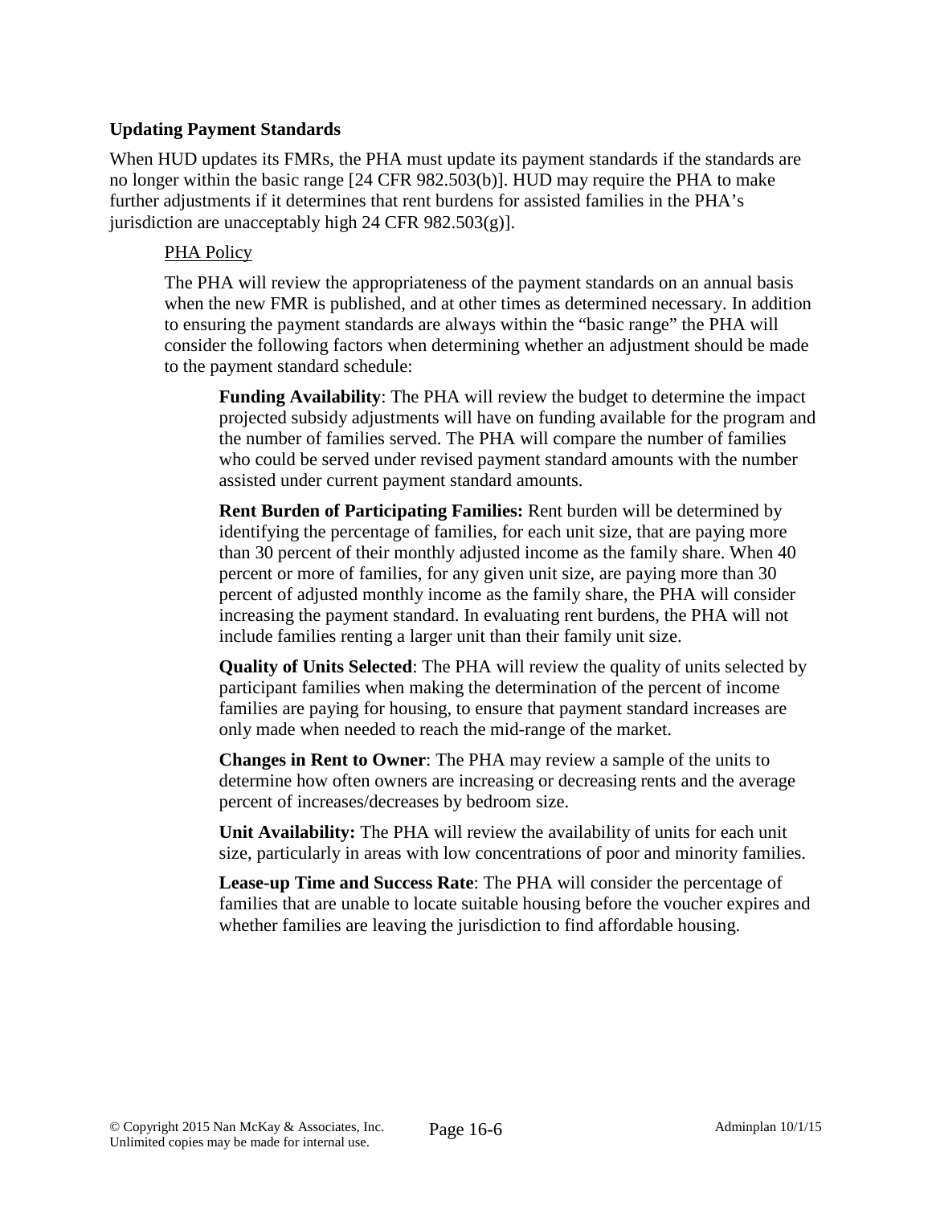**Updating Payment Standards**

When HUD updates its FMRs, the PHA must update its payment standards if the standards are no longer within the basic range [24 CFR 982.503(b)]. HUD may require the PHA to make further adjustments if it determines that rent burdens for assisted families in the PHA's jurisdiction are unacceptably high 24 CFR 982.503(g)].

PHA Policy

The PHA will review the appropriateness of the payment standards on an annual basis when the new FMR is published, and at other times as determined necessary. In addition to ensuring the payment standards are always within the "basic range" the PHA will consider the following factors when determining whether an adjustment should be made to the payment standard schedule:

**Funding Availability**: The PHA will review the budget to determine the impact projected subsidy adjustments will have on funding available for the program and the number of families served. The PHA will compare the number of families who could be served under revised payment standard amounts with the number assisted under current payment standard amounts.

**Rent Burden of Participating Families:** Rent burden will be determined by identifying the percentage of families, for each unit size, that are paying more than 30 percent of their monthly adjusted income as the family share. When 40 percent or more of families, for any given unit size, are paying more than 30 percent of adjusted monthly income as the family share, the PHA will consider increasing the payment standard. In evaluating rent burdens, the PHA will not include families renting a larger unit than their family unit size.

**Quality of Units Selected**: The PHA will review the quality of units selected by participant families when making the determination of the percent of income families are paying for housing, to ensure that payment standard increases are only made when needed to reach the mid-range of the market.

**Changes in Rent to Owner**: The PHA may review a sample of the units to determine how often owners are increasing or decreasing rents and the average percent of increases/decreases by bedroom size.

**Unit Availability:** The PHA will review the availability of units for each unit size, particularly in areas with low concentrations of poor and minority families.

**Lease-up Time and Success Rate**: The PHA will consider the percentage of families that are unable to locate suitable housing before the voucher expires and whether families are leaving the jurisdiction to find affordable housing.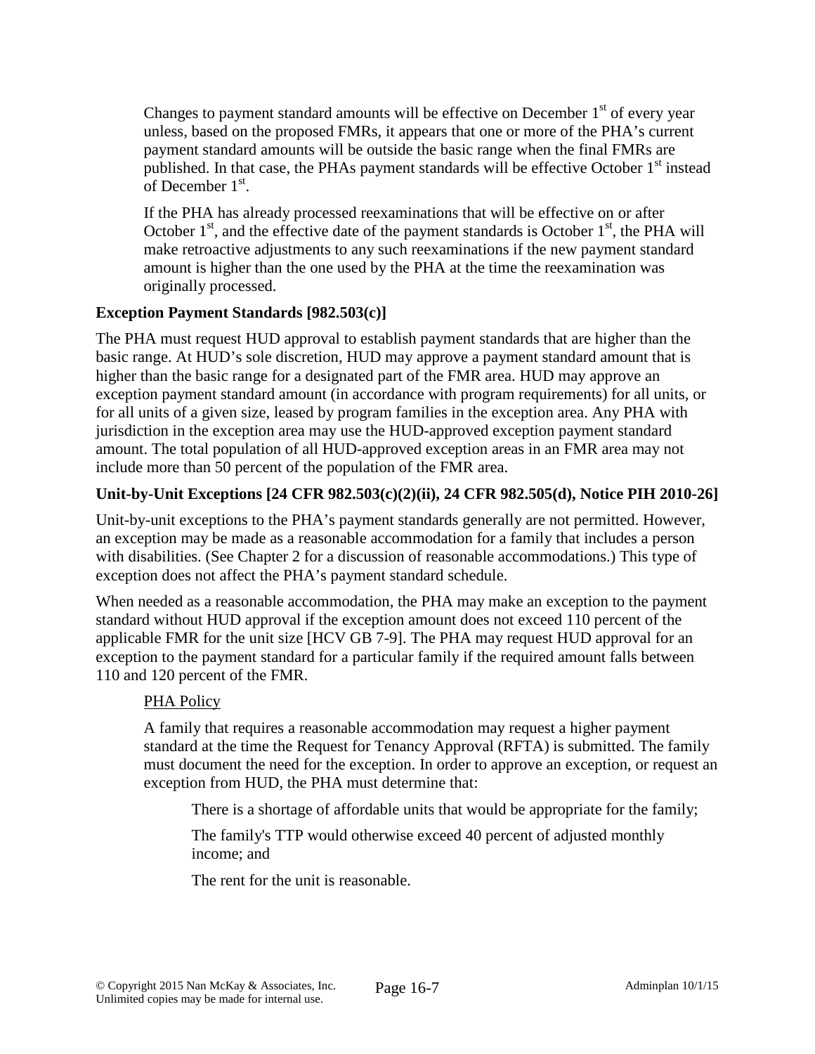Changes to payment standard amounts will be effective on December 1st of every year unless, based on the proposed FMRs, it appears that one or more of the PHA's current payment standard amounts will be outside the basic range when the final FMRs are published. In that case, the PHAs payment standards will be effective October 1st instead of December 1st.

If the PHA has already processed reexaminations that will be effective on or after October 1st, and the effective date of the payment standards is October 1st, the PHA will make retroactive adjustments to any such reexaminations if the new payment standard amount is higher than the one used by the PHA at the time the reexamination was originally processed.

**Exception Payment Standards [982.503(c)]**

The PHA must request HUD approval to establish payment standards that are higher than the basic range. At HUD's sole discretion, HUD may approve a payment standard amount that is higher than the basic range for a designated part of the FMR area. HUD may approve an exception payment standard amount (in accordance with program requirements) for all units, or for all units of a given size, leased by program families in the exception area. Any PHA with jurisdiction in the exception area may use the HUD-approved exception payment standard amount. The total population of all HUD-approved exception areas in an FMR area may not include more than 50 percent of the population of the FMR area.

**Unit-by-Unit Exceptions [24 CFR 982.503(c)(2)(ii), 24 CFR 982.505(d), Notice PIH 2010-26]**

Unit-by-unit exceptions to the PHA's payment standards generally are not permitted. However, an exception may be made as a reasonable accommodation for a family that includes a person with disabilities. (See Chapter 2 for a discussion of reasonable accommodations.) This type of exception does not affect the PHA's payment standard schedule.

When needed as a reasonable accommodation, the PHA may make an exception to the payment standard without HUD approval if the exception amount does not exceed 110 percent of the applicable FMR for the unit size [HCV GB 7-9]. The PHA may request HUD approval for an exception to the payment standard for a particular family if the required amount falls between 110 and 120 percent of the FMR.

PHA Policy

A family that requires a reasonable accommodation may request a higher payment standard at the time the Request for Tenancy Approval (RFTA) is submitted. The family must document the need for the exception. In order to approve an exception, or request an exception from HUD, the PHA must determine that:

There is a shortage of affordable units that would be appropriate for the family;

The family's TTP would otherwise exceed 40 percent of adjusted monthly income; and

The rent for the unit is reasonable.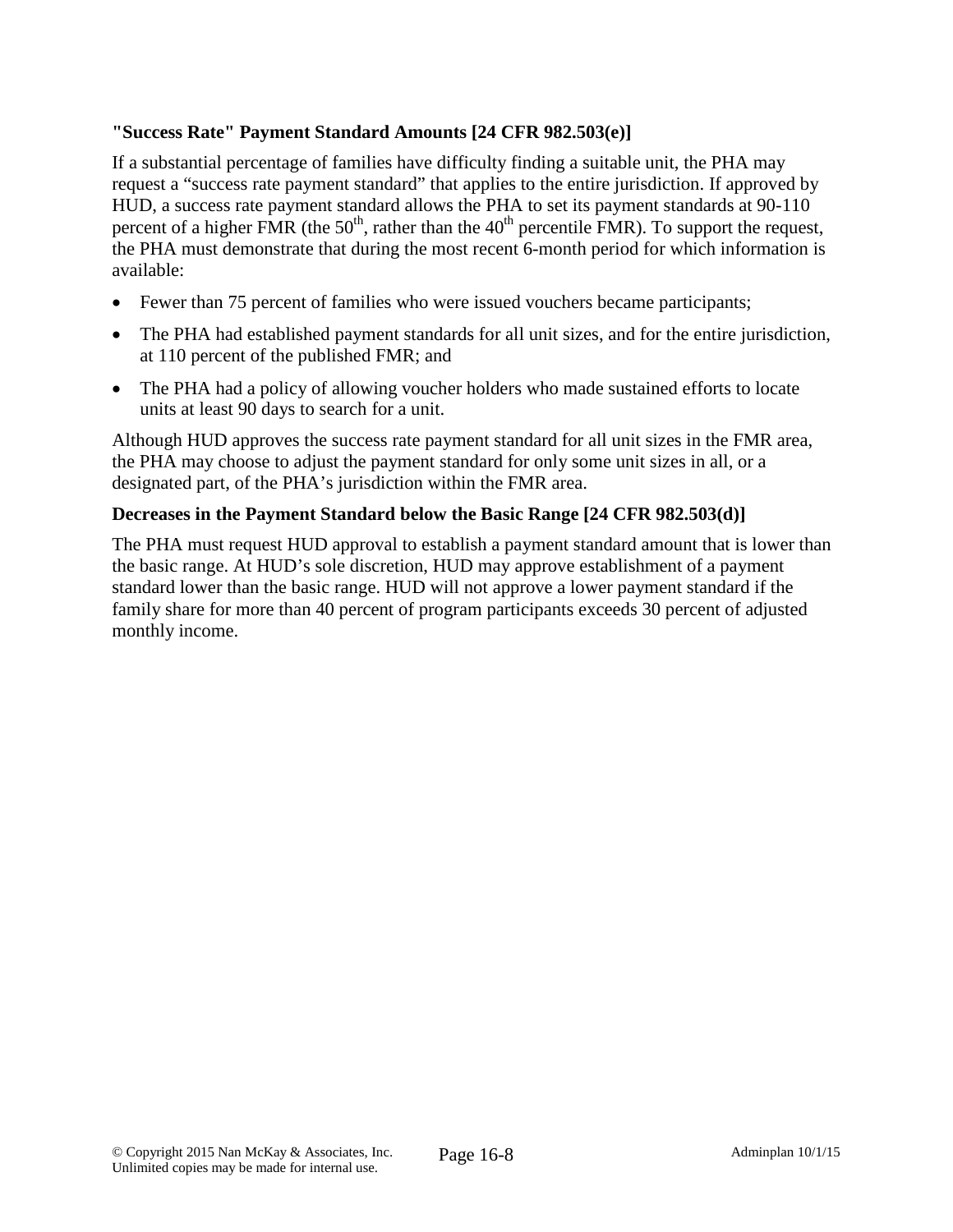**"Success Rate" Payment Standard Amounts [24 CFR 982.503(e)]**

If a substantial percentage of families have difficulty finding a suitable unit, the PHA may request a "success rate payment standard" that applies to the entire jurisdiction. If approved by HUD, a success rate payment standard allows the PHA to set its payment standards at 90-110 percent of a higher FMR (the 50th, rather than the 40th percentile FMR). To support the request, the PHA must demonstrate that during the most recent 6-month period for which information is available:

- Fewer than 75 percent of families who were issued vouchers became participants;
- The PHA had established payment standards for all unit sizes, and for the entire jurisdiction, at 110 percent of the published FMR; and
- The PHA had a policy of allowing voucher holders who made sustained efforts to locate units at least 90 days to search for a unit.

Although HUD approves the success rate payment standard for all unit sizes in the FMR area, the PHA may choose to adjust the payment standard for only some unit sizes in all, or a designated part, of the PHA's jurisdiction within the FMR area.

**Decreases in the Payment Standard below the Basic Range [24 CFR 982.503(d)]**

The PHA must request HUD approval to establish a payment standard amount that is lower than the basic range. At HUD's sole discretion, HUD may approve establishment of a payment standard lower than the basic range. HUD will not approve a lower payment standard if the family share for more than 40 percent of program participants exceeds 30 percent of adjusted monthly income.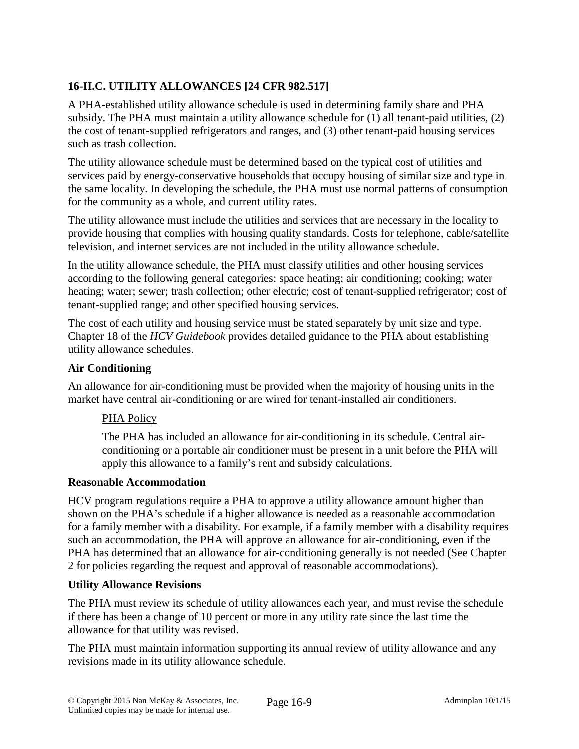### 16-II.C. UTILITY ALLOWANCES [24 CFR 982.517]

A PHA-established utility allowance schedule is used in determining family share and PHA subsidy. The PHA must maintain a utility allowance schedule for (1) all tenant-paid utilities, (2) the cost of tenant-supplied refrigerators and ranges, and (3) other tenant-paid housing services such as trash collection.

The utility allowance schedule must be determined based on the typical cost of utilities and services paid by energy-conservative households that occupy housing of similar size and type in the same locality. In developing the schedule, the PHA must use normal patterns of consumption for the community as a whole, and current utility rates.

The utility allowance must include the utilities and services that are necessary in the locality to provide housing that complies with housing quality standards. Costs for telephone, cable/satellite television, and internet services are not included in the utility allowance schedule.

In the utility allowance schedule, the PHA must classify utilities and other housing services according to the following general categories: space heating; air conditioning; cooking; water heating; water; sewer; trash collection; other electric; cost of tenant-supplied refrigerator; cost of tenant-supplied range; and other specified housing services.

The cost of each utility and housing service must be stated separately by unit size and type. Chapter 18 of the *HCV Guidebook* provides detailed guidance to the PHA about establishing utility allowance schedules.

#### Air Conditioning

An allowance for air-conditioning must be provided when the majority of housing units in the market have central air-conditioning or are wired for tenant-installed air conditioners.

<u>PHA Policy</u>

The PHA has included an allowance for air-conditioning in its schedule. Central air-conditioning or a portable air conditioner must be present in a unit before the PHA will apply this allowance to a family's rent and subsidy calculations.

#### Reasonable Accommodation

HCV program regulations require a PHA to approve a utility allowance amount higher than shown on the PHA's schedule if a higher allowance is needed as a reasonable accommodation for a family member with a disability. For example, if a family member with a disability requires such an accommodation, the PHA will approve an allowance for air-conditioning, even if the PHA has determined that an allowance for air-conditioning generally is not needed (See Chapter 2 for policies regarding the request and approval of reasonable accommodations).

#### Utility Allowance Revisions

The PHA must review its schedule of utility allowances each year, and must revise the schedule if there has been a change of 10 percent or more in any utility rate since the last time the allowance for that utility was revised.

The PHA must maintain information supporting its annual review of utility allowance and any revisions made in its utility allowance schedule.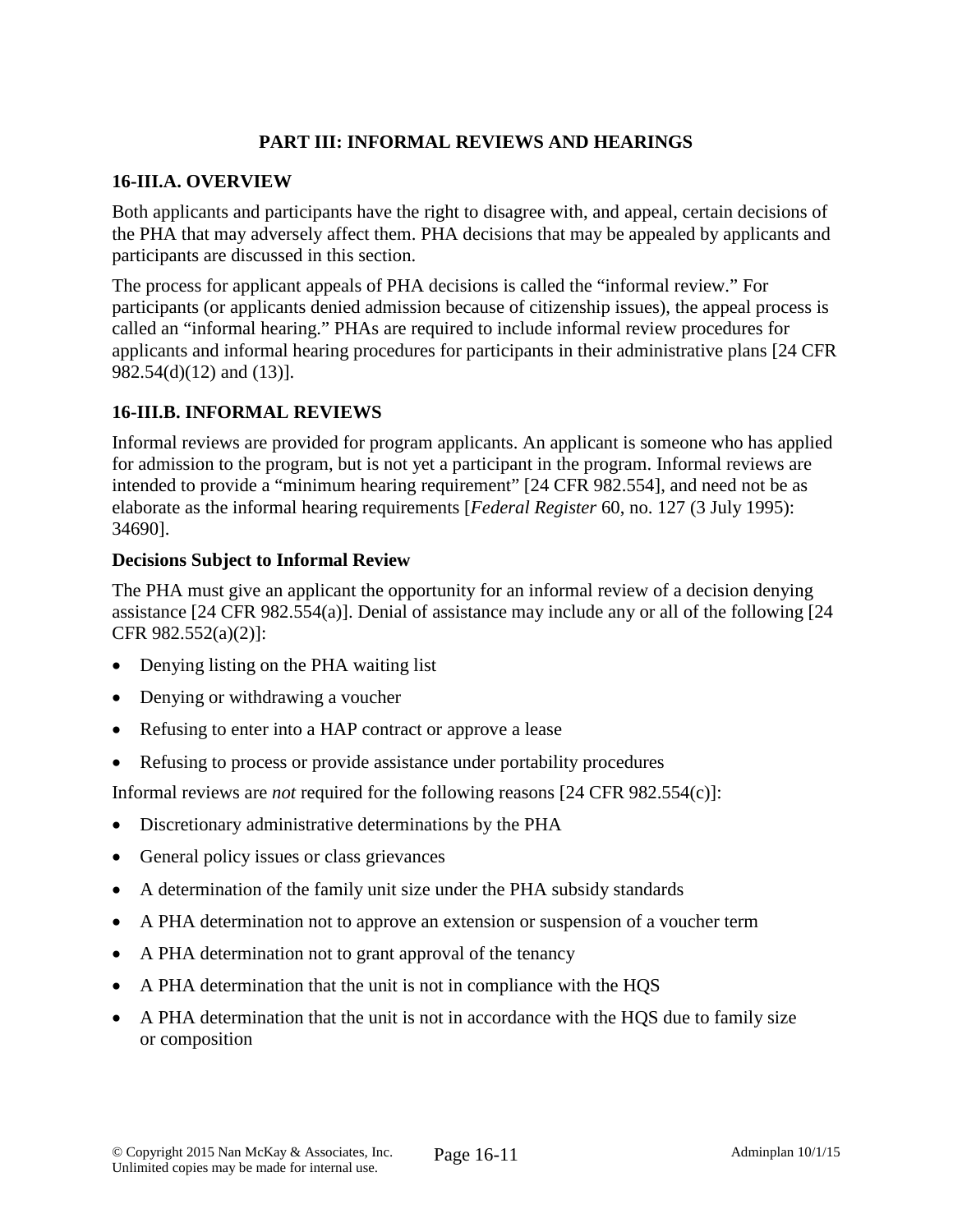## PART III: INFORMAL REVIEWS AND HEARINGS

### 16-III.A. OVERVIEW

Both applicants and participants have the right to disagree with, and appeal, certain decisions of the PHA that may adversely affect them. PHA decisions that may be appealed by applicants and participants are discussed in this section.

The process for applicant appeals of PHA decisions is called the "informal review." For participants (or applicants denied admission because of citizenship issues), the appeal process is called an "informal hearing." PHAs are required to include informal review procedures for applicants and informal hearing procedures for participants in their administrative plans [24 CFR 982.54(d)(12) and (13)].

### 16-III.B. INFORMAL REVIEWS

Informal reviews are provided for program applicants. An applicant is someone who has applied for admission to the program, but is not yet a participant in the program. Informal reviews are intended to provide a "minimum hearing requirement" [24 CFR 982.554], and need not be as elaborate as the informal hearing requirements [*Federal Register* 60, no. 127 (3 July 1995): 34690].

**Decisions Subject to Informal Review**

The PHA must give an applicant the opportunity for an informal review of a decision denying assistance [24 CFR 982.554(a)]. Denial of assistance may include any or all of the following [24 CFR 982.552(a)(2)]:

- Denying listing on the PHA waiting list
- Denying or withdrawing a voucher
- Refusing to enter into a HAP contract or approve a lease
- Refusing to process or provide assistance under portability procedures

Informal reviews are *not* required for the following reasons [24 CFR 982.554(c)]:

- Discretionary administrative determinations by the PHA
- General policy issues or class grievances
- A determination of the family unit size under the PHA subsidy standards
- A PHA determination not to approve an extension or suspension of a voucher term
- A PHA determination not to grant approval of the tenancy
- A PHA determination that the unit is not in compliance with the HQS
- A PHA determination that the unit is not in accordance with the HQS due to family size or composition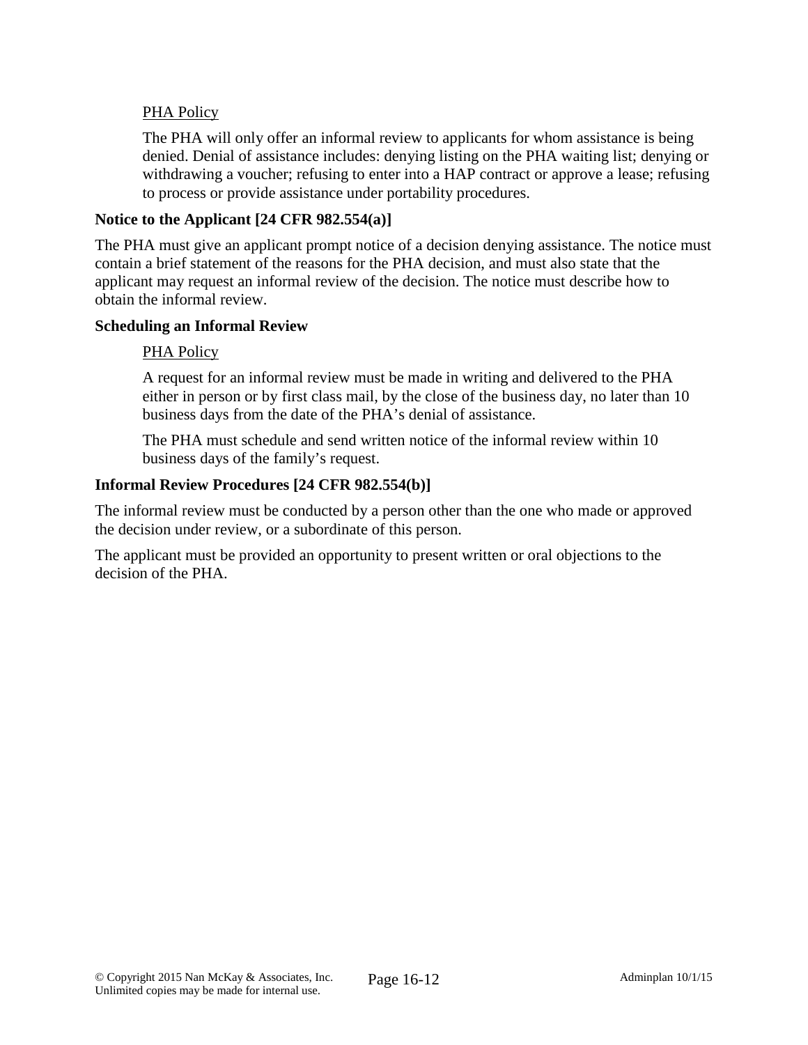PHA Policy

The PHA will only offer an informal review to applicants for whom assistance is being denied. Denial of assistance includes: denying listing on the PHA waiting list; denying or withdrawing a voucher; refusing to enter into a HAP contract or approve a lease; refusing to process or provide assistance under portability procedures.

**Notice to the Applicant [24 CFR 982.554(a)]**

The PHA must give an applicant prompt notice of a decision denying assistance. The notice must contain a brief statement of the reasons for the PHA decision, and must also state that the applicant may request an informal review of the decision. The notice must describe how to obtain the informal review.

**Scheduling an Informal Review**

PHA Policy

A request for an informal review must be made in writing and delivered to the PHA either in person or by first class mail, by the close of the business day, no later than 10 business days from the date of the PHA's denial of assistance.

The PHA must schedule and send written notice of the informal review within 10 business days of the family's request.

**Informal Review Procedures [24 CFR 982.554(b)]**

The informal review must be conducted by a person other than the one who made or approved the decision under review, or a subordinate of this person.

The applicant must be provided an opportunity to present written or oral objections to the decision of the PHA.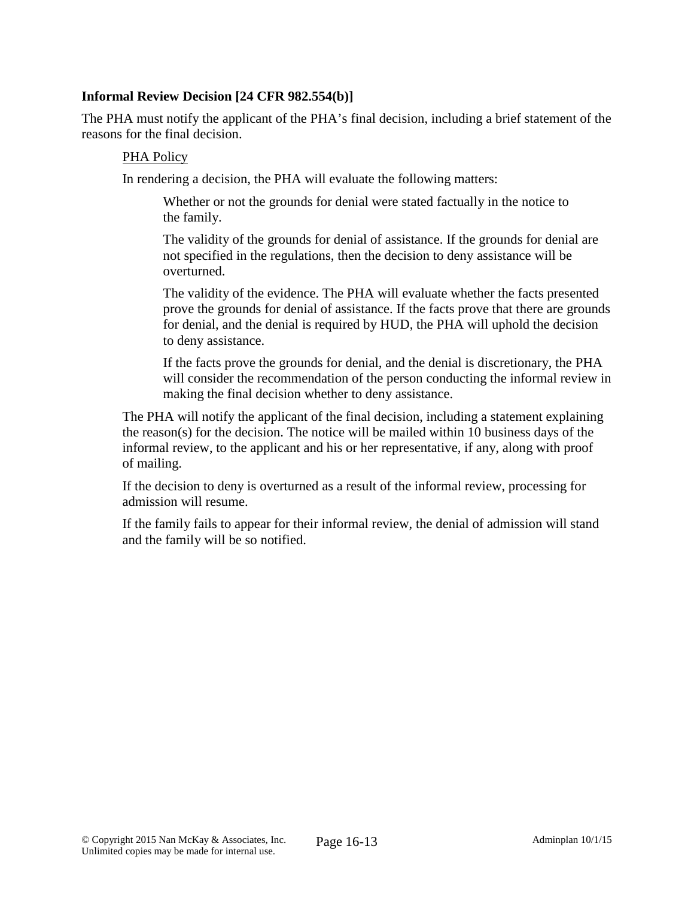**Informal Review Decision [24 CFR 982.554(b)]**

The PHA must notify the applicant of the PHA's final decision, including a brief statement of the reasons for the final decision.

PHA Policy

In rendering a decision, the PHA will evaluate the following matters:

Whether or not the grounds for denial were stated factually in the notice to the family.

The validity of the grounds for denial of assistance. If the grounds for denial are not specified in the regulations, then the decision to deny assistance will be overturned.

The validity of the evidence. The PHA will evaluate whether the facts presented prove the grounds for denial of assistance. If the facts prove that there are grounds for denial, and the denial is required by HUD, the PHA will uphold the decision to deny assistance.

If the facts prove the grounds for denial, and the denial is discretionary, the PHA will consider the recommendation of the person conducting the informal review in making the final decision whether to deny assistance.

The PHA will notify the applicant of the final decision, including a statement explaining the reason(s) for the decision. The notice will be mailed within 10 business days of the informal review, to the applicant and his or her representative, if any, along with proof of mailing.

If the decision to deny is overturned as a result of the informal review, processing for admission will resume.

If the family fails to appear for their informal review, the denial of admission will stand and the family will be so notified.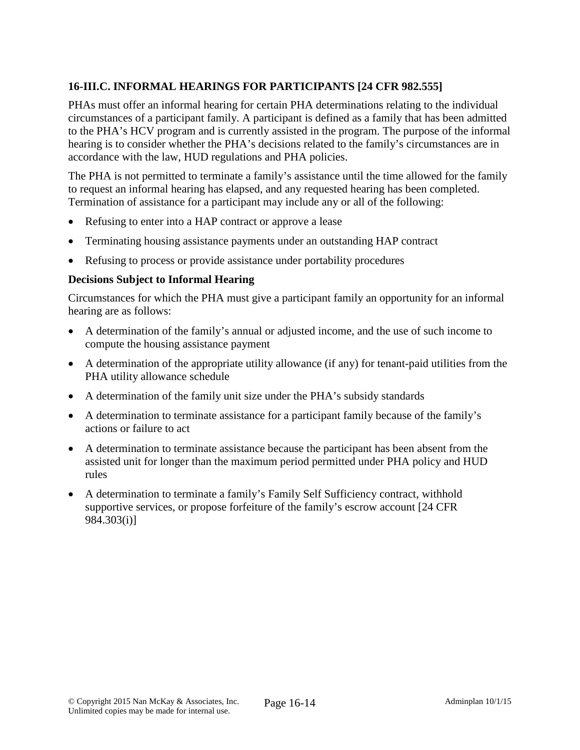**16-III.C. INFORMAL HEARINGS FOR PARTICIPANTS [24 CFR 982.555]**

PHAs must offer an informal hearing for certain PHA determinations relating to the individual circumstances of a participant family. A participant is defined as a family that has been admitted to the PHA's HCV program and is currently assisted in the program. The purpose of the informal hearing is to consider whether the PHA's decisions related to the family's circumstances are in accordance with the law, HUD regulations and PHA policies.

The PHA is not permitted to terminate a family's assistance until the time allowed for the family to request an informal hearing has elapsed, and any requested hearing has been completed. Termination of assistance for a participant may include any or all of the following:

- Refusing to enter into a HAP contract or approve a lease
- Terminating housing assistance payments under an outstanding HAP contract
- Refusing to process or provide assistance under portability procedures

**Decisions Subject to Informal Hearing**

Circumstances for which the PHA must give a participant family an opportunity for an informal hearing are as follows:

- A determination of the family's annual or adjusted income, and the use of such income to compute the housing assistance payment
- A determination of the appropriate utility allowance (if any) for tenant-paid utilities from the PHA utility allowance schedule
- A determination of the family unit size under the PHA's subsidy standards
- A determination to terminate assistance for a participant family because of the family's actions or failure to act
- A determination to terminate assistance because the participant has been absent from the assisted unit for longer than the maximum period permitted under PHA policy and HUD rules
- A determination to terminate a family's Family Self Sufficiency contract, withhold supportive services, or propose forfeiture of the family's escrow account [24 CFR 984.303(i)]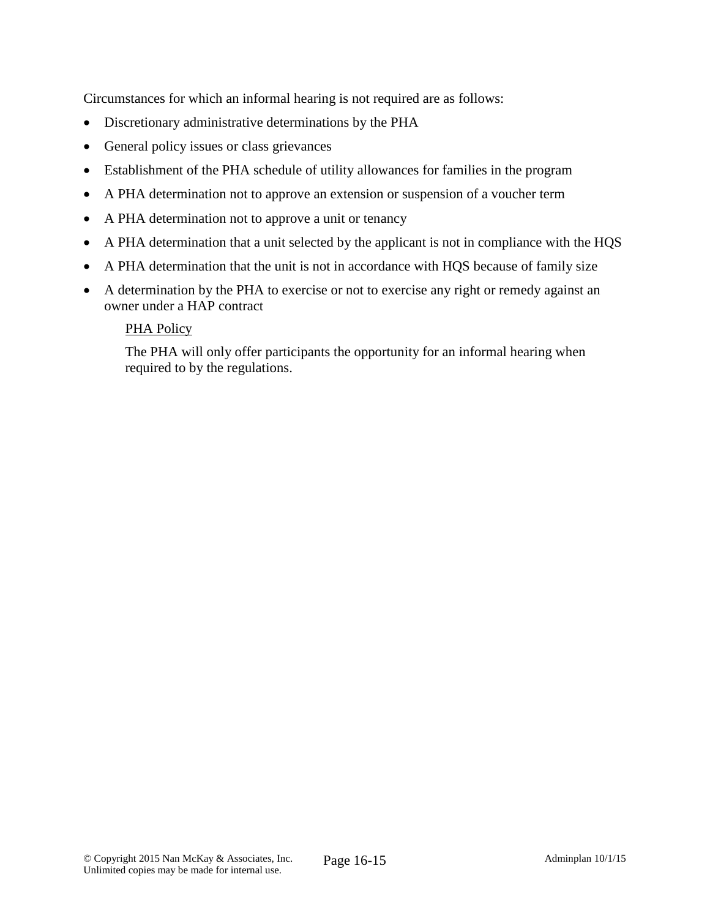Circumstances for which an informal hearing is not required are as follows:

- Discretionary administrative determinations by the PHA
- General policy issues or class grievances
- Establishment of the PHA schedule of utility allowances for families in the program
- A PHA determination not to approve an extension or suspension of a voucher term
- A PHA determination not to approve a unit or tenancy
- A PHA determination that a unit selected by the applicant is not in compliance with the HQS
- A PHA determination that the unit is not in accordance with HQS because of family size
- A determination by the PHA to exercise or not to exercise any right or remedy against an owner under a HAP contract

<u>PHA Policy</u>

The PHA will only offer participants the opportunity for an informal hearing when required to by the regulations.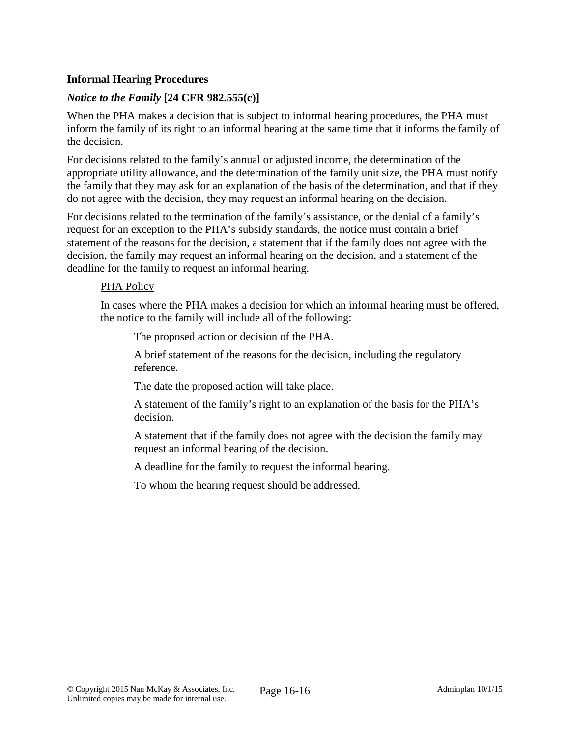**Informal Hearing Procedures**

***Notice to the Family* [24 CFR 982.555(c)]**

When the PHA makes a decision that is subject to informal hearing procedures, the PHA must inform the family of its right to an informal hearing at the same time that it informs the family of the decision.

For decisions related to the family's annual or adjusted income, the determination of the appropriate utility allowance, and the determination of the family unit size, the PHA must notify the family that they may ask for an explanation of the basis of the determination, and that if they do not agree with the decision, they may request an informal hearing on the decision.

For decisions related to the termination of the family's assistance, or the denial of a family's request for an exception to the PHA's subsidy standards, the notice must contain a brief statement of the reasons for the decision, a statement that if the family does not agree with the decision, the family may request an informal hearing on the decision, and a statement of the deadline for the family to request an informal hearing.

> PHA Policy
>
> In cases where the PHA makes a decision for which an informal hearing must be offered, the notice to the family will include all of the following:
>
> > The proposed action or decision of the PHA.
> >
> > A brief statement of the reasons for the decision, including the regulatory reference.
> >
> > The date the proposed action will take place.
> >
> > A statement of the family's right to an explanation of the basis for the PHA's decision.
> >
> > A statement that if the family does not agree with the decision the family may request an informal hearing of the decision.
> >
> > A deadline for the family to request the informal hearing.
> >
> > To whom the hearing request should be addressed.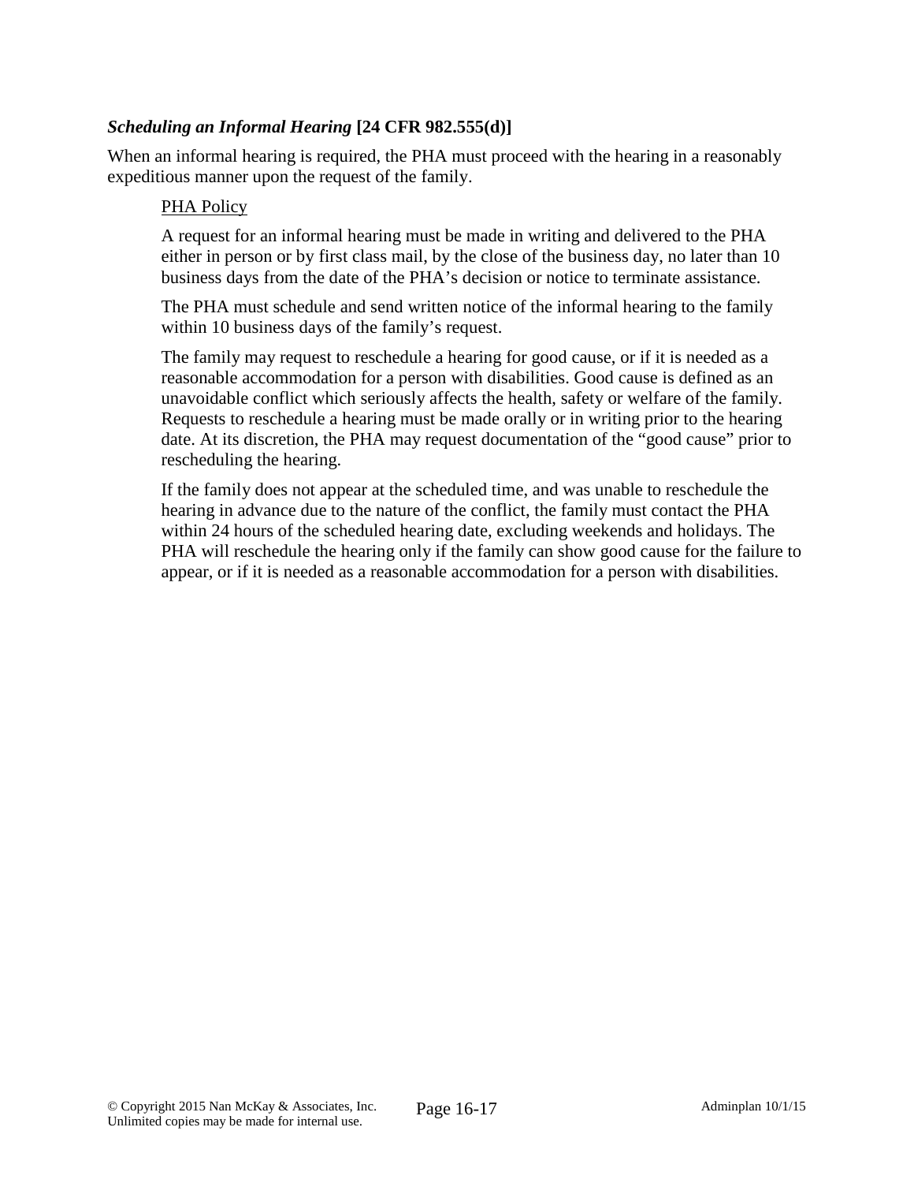### *Scheduling an Informal Hearing* [24 CFR 982.555(d)]

When an informal hearing is required, the PHA must proceed with the hearing in a reasonably expeditious manner upon the request of the family.

PHA Policy

A request for an informal hearing must be made in writing and delivered to the PHA either in person or by first class mail, by the close of the business day, no later than 10 business days from the date of the PHA's decision or notice to terminate assistance.

The PHA must schedule and send written notice of the informal hearing to the family within 10 business days of the family's request.

The family may request to reschedule a hearing for good cause, or if it is needed as a reasonable accommodation for a person with disabilities. Good cause is defined as an unavoidable conflict which seriously affects the health, safety or welfare of the family. Requests to reschedule a hearing must be made orally or in writing prior to the hearing date. At its discretion, the PHA may request documentation of the "good cause" prior to rescheduling the hearing.

If the family does not appear at the scheduled time, and was unable to reschedule the hearing in advance due to the nature of the conflict, the family must contact the PHA within 24 hours of the scheduled hearing date, excluding weekends and holidays. The PHA will reschedule the hearing only if the family can show good cause for the failure to appear, or if it is needed as a reasonable accommodation for a person with disabilities.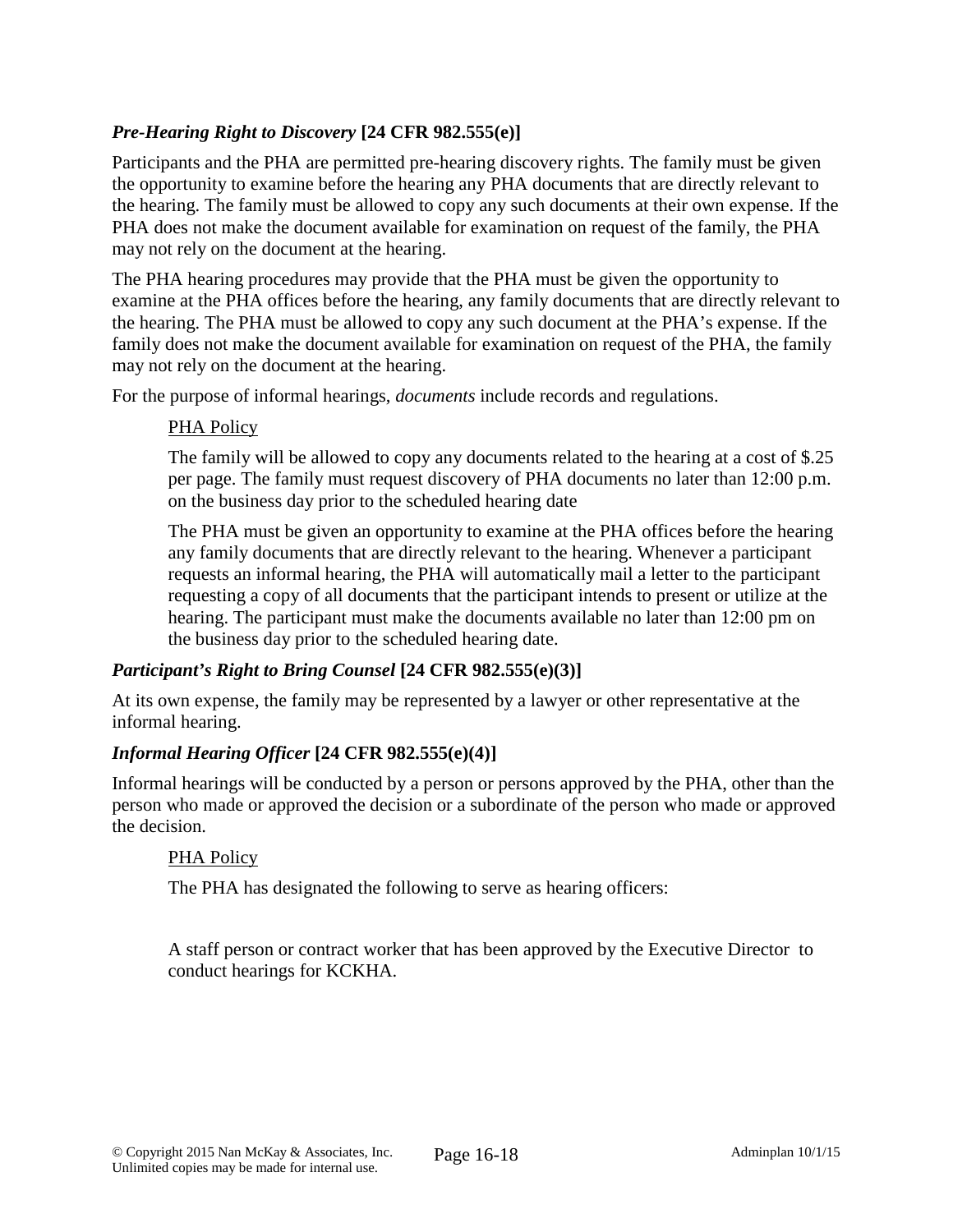### *Pre-Hearing Right to Discovery* [24 CFR 982.555(e)]

Participants and the PHA are permitted pre-hearing discovery rights. The family must be given the opportunity to examine before the hearing any PHA documents that are directly relevant to the hearing. The family must be allowed to copy any such documents at their own expense. If the PHA does not make the document available for examination on request of the family, the PHA may not rely on the document at the hearing.

The PHA hearing procedures may provide that the PHA must be given the opportunity to examine at the PHA offices before the hearing, any family documents that are directly relevant to the hearing. The PHA must be allowed to copy any such document at the PHA's expense. If the family does not make the document available for examination on request of the PHA, the family may not rely on the document at the hearing.

For the purpose of informal hearings, *documents* include records and regulations.

> PHA Policy
>
> The family will be allowed to copy any documents related to the hearing at a cost of $.25 per page. The family must request discovery of PHA documents no later than 12:00 p.m. on the business day prior to the scheduled hearing date
>
> The PHA must be given an opportunity to examine at the PHA offices before the hearing any family documents that are directly relevant to the hearing. Whenever a participant requests an informal hearing, the PHA will automatically mail a letter to the participant requesting a copy of all documents that the participant intends to present or utilize at the hearing. The participant must make the documents available no later than 12:00 pm on the business day prior to the scheduled hearing date.

### *Participant's Right to Bring Counsel* [24 CFR 982.555(e)(3)]

At its own expense, the family may be represented by a lawyer or other representative at the informal hearing.

### *Informal Hearing Officer* [24 CFR 982.555(e)(4)]

Informal hearings will be conducted by a person or persons approved by the PHA, other than the person who made or approved the decision or a subordinate of the person who made or approved the decision.

> PHA Policy
>
> The PHA has designated the following to serve as hearing officers:
>
> A staff person or contract worker that has been approved by the Executive Director to conduct hearings for KCKHA.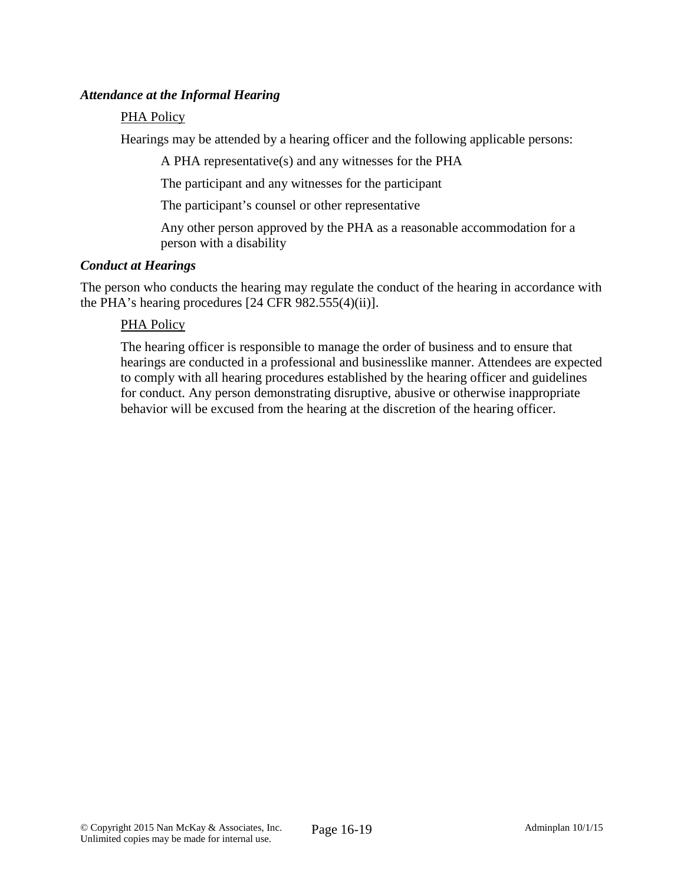*Attendance at the Informal Hearing*

PHA Policy

Hearings may be attended by a hearing officer and the following applicable persons:

A PHA representative(s) and any witnesses for the PHA

The participant and any witnesses for the participant

The participant's counsel or other representative

Any other person approved by the PHA as a reasonable accommodation for a person with a disability

*Conduct at Hearings*

The person who conducts the hearing may regulate the conduct of the hearing in accordance with the PHA's hearing procedures [24 CFR 982.555(4)(ii)].

PHA Policy

The hearing officer is responsible to manage the order of business and to ensure that hearings are conducted in a professional and businesslike manner. Attendees are expected to comply with all hearing procedures established by the hearing officer and guidelines for conduct. Any person demonstrating disruptive, abusive or otherwise inappropriate behavior will be excused from the hearing at the discretion of the hearing officer.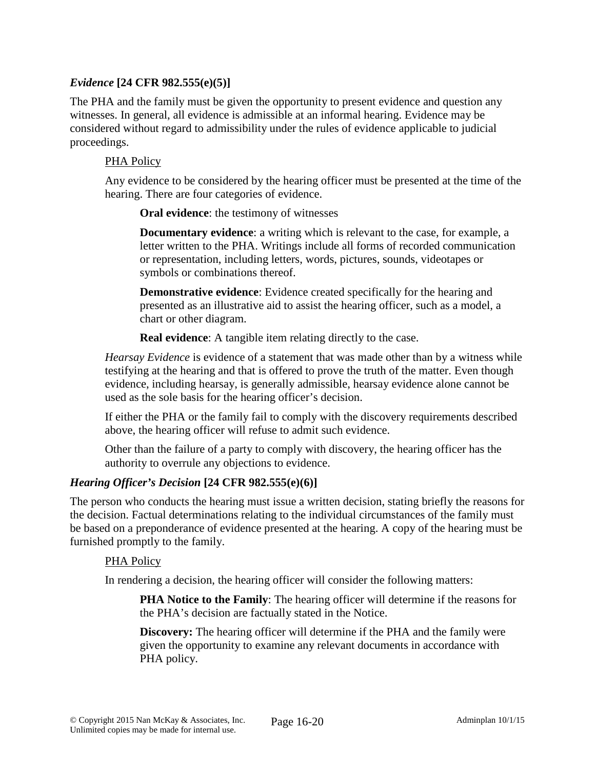### *Evidence* [24 CFR 982.555(e)(5)]

The PHA and the family must be given the opportunity to present evidence and question any witnesses. In general, all evidence is admissible at an informal hearing. Evidence may be considered without regard to admissibility under the rules of evidence applicable to judicial proceedings.

PHA Policy

Any evidence to be considered by the hearing officer must be presented at the time of the hearing. There are four categories of evidence.

**Oral evidence**: the testimony of witnesses

**Documentary evidence**: a writing which is relevant to the case, for example, a letter written to the PHA. Writings include all forms of recorded communication or representation, including letters, words, pictures, sounds, videotapes or symbols or combinations thereof.

**Demonstrative evidence**: Evidence created specifically for the hearing and presented as an illustrative aid to assist the hearing officer, such as a model, a chart or other diagram.

**Real evidence**: A tangible item relating directly to the case.

*Hearsay Evidence* is evidence of a statement that was made other than by a witness while testifying at the hearing and that is offered to prove the truth of the matter. Even though evidence, including hearsay, is generally admissible, hearsay evidence alone cannot be used as the sole basis for the hearing officer's decision.

If either the PHA or the family fail to comply with the discovery requirements described above, the hearing officer will refuse to admit such evidence.

Other than the failure of a party to comply with discovery, the hearing officer has the authority to overrule any objections to evidence.

### *Hearing Officer's Decision* [24 CFR 982.555(e)(6)]

The person who conducts the hearing must issue a written decision, stating briefly the reasons for the decision. Factual determinations relating to the individual circumstances of the family must be based on a preponderance of evidence presented at the hearing. A copy of the hearing must be furnished promptly to the family.

PHA Policy

In rendering a decision, the hearing officer will consider the following matters:

**PHA Notice to the Family**: The hearing officer will determine if the reasons for the PHA's decision are factually stated in the Notice.

**Discovery:** The hearing officer will determine if the PHA and the family were given the opportunity to examine any relevant documents in accordance with PHA policy.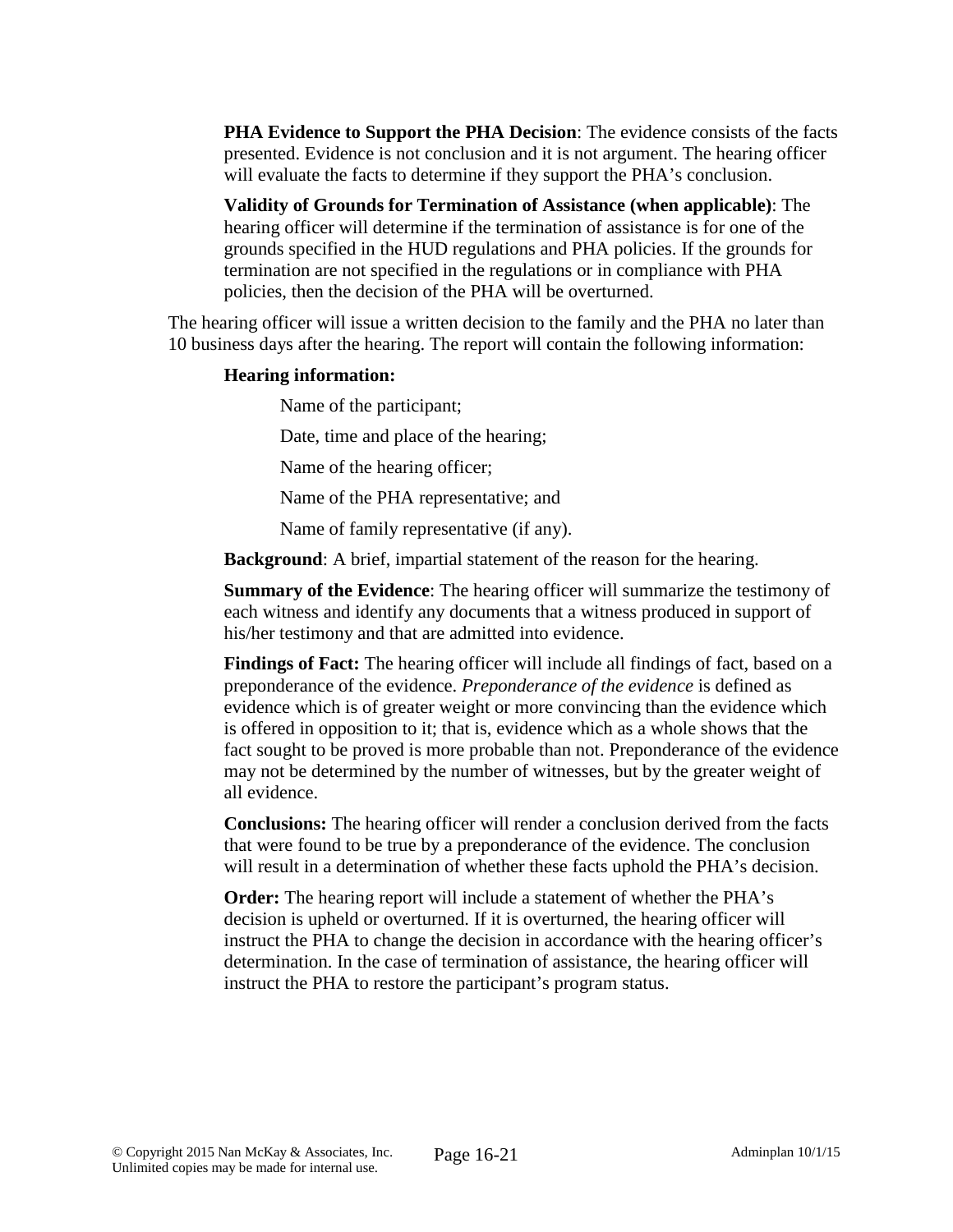**PHA Evidence to Support the PHA Decision**: The evidence consists of the facts presented. Evidence is not conclusion and it is not argument. The hearing officer will evaluate the facts to determine if they support the PHA's conclusion.

**Validity of Grounds for Termination of Assistance (when applicable)**: The hearing officer will determine if the termination of assistance is for one of the grounds specified in the HUD regulations and PHA policies. If the grounds for termination are not specified in the regulations or in compliance with PHA policies, then the decision of the PHA will be overturned.

The hearing officer will issue a written decision to the family and the PHA no later than 10 business days after the hearing. The report will contain the following information:

**Hearing information:**

Name of the participant;

Date, time and place of the hearing;

Name of the hearing officer;

Name of the PHA representative; and

Name of family representative (if any).

**Background**: A brief, impartial statement of the reason for the hearing.

**Summary of the Evidence**: The hearing officer will summarize the testimony of each witness and identify any documents that a witness produced in support of his/her testimony and that are admitted into evidence.

**Findings of Fact:** The hearing officer will include all findings of fact, based on a preponderance of the evidence. *Preponderance of the evidence* is defined as evidence which is of greater weight or more convincing than the evidence which is offered in opposition to it; that is, evidence which as a whole shows that the fact sought to be proved is more probable than not. Preponderance of the evidence may not be determined by the number of witnesses, but by the greater weight of all evidence.

**Conclusions:** The hearing officer will render a conclusion derived from the facts that were found to be true by a preponderance of the evidence. The conclusion will result in a determination of whether these facts uphold the PHA's decision.

**Order:** The hearing report will include a statement of whether the PHA's decision is upheld or overturned. If it is overturned, the hearing officer will instruct the PHA to change the decision in accordance with the hearing officer's determination. In the case of termination of assistance, the hearing officer will instruct the PHA to restore the participant's program status.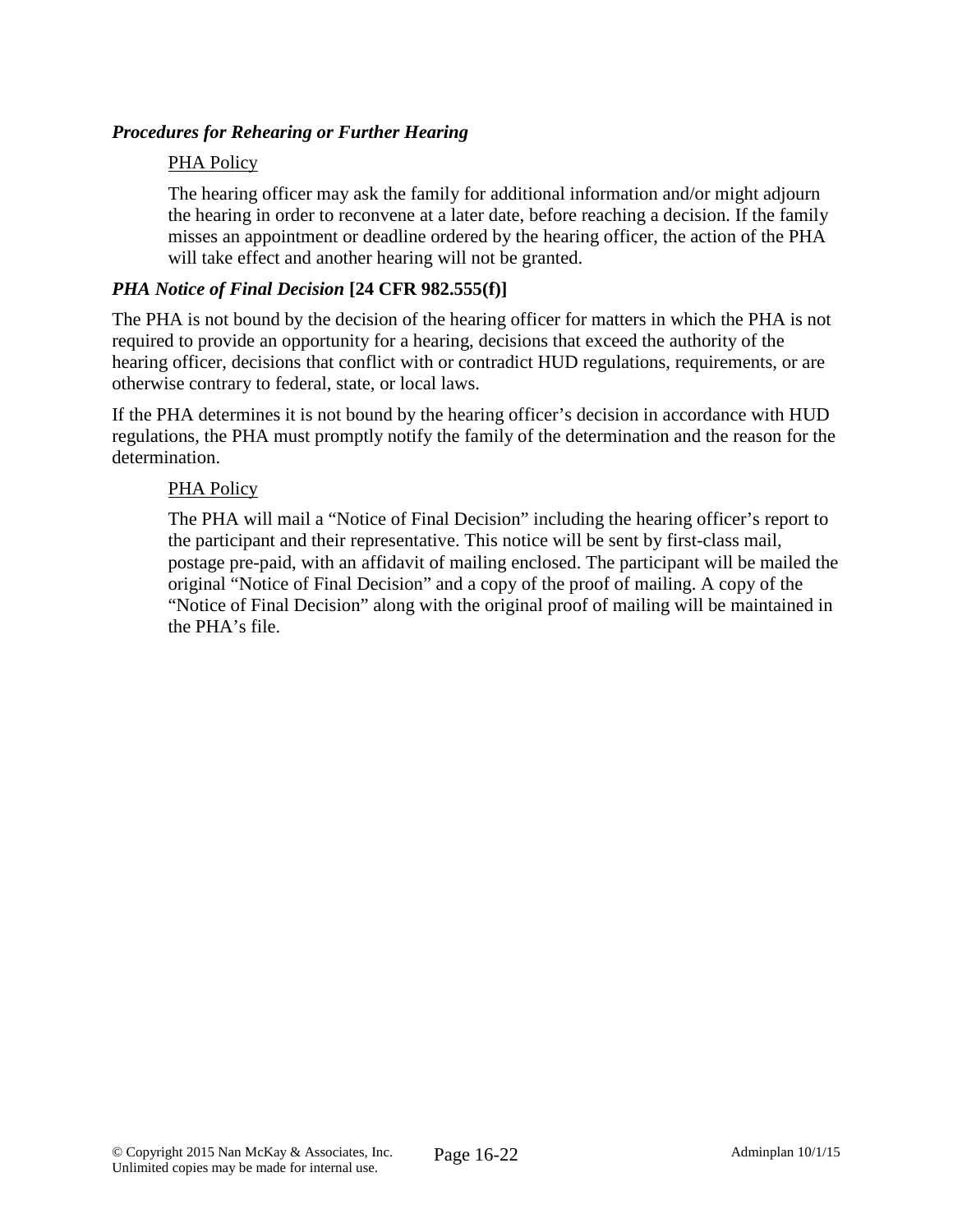### *Procedures for Rehearing or Further Hearing*

PHA Policy

The hearing officer may ask the family for additional information and/or might adjourn the hearing in order to reconvene at a later date, before reaching a decision. If the family misses an appointment or deadline ordered by the hearing officer, the action of the PHA will take effect and another hearing will not be granted.

### *PHA Notice of Final Decision* **[24 CFR 982.555(f)]**

The PHA is not bound by the decision of the hearing officer for matters in which the PHA is not required to provide an opportunity for a hearing, decisions that exceed the authority of the hearing officer, decisions that conflict with or contradict HUD regulations, requirements, or are otherwise contrary to federal, state, or local laws.

If the PHA determines it is not bound by the hearing officer's decision in accordance with HUD regulations, the PHA must promptly notify the family of the determination and the reason for the determination.

PHA Policy

The PHA will mail a "Notice of Final Decision" including the hearing officer's report to the participant and their representative. This notice will be sent by first-class mail, postage pre-paid, with an affidavit of mailing enclosed. The participant will be mailed the original "Notice of Final Decision" and a copy of the proof of mailing. A copy of the "Notice of Final Decision" along with the original proof of mailing will be maintained in the PHA's file.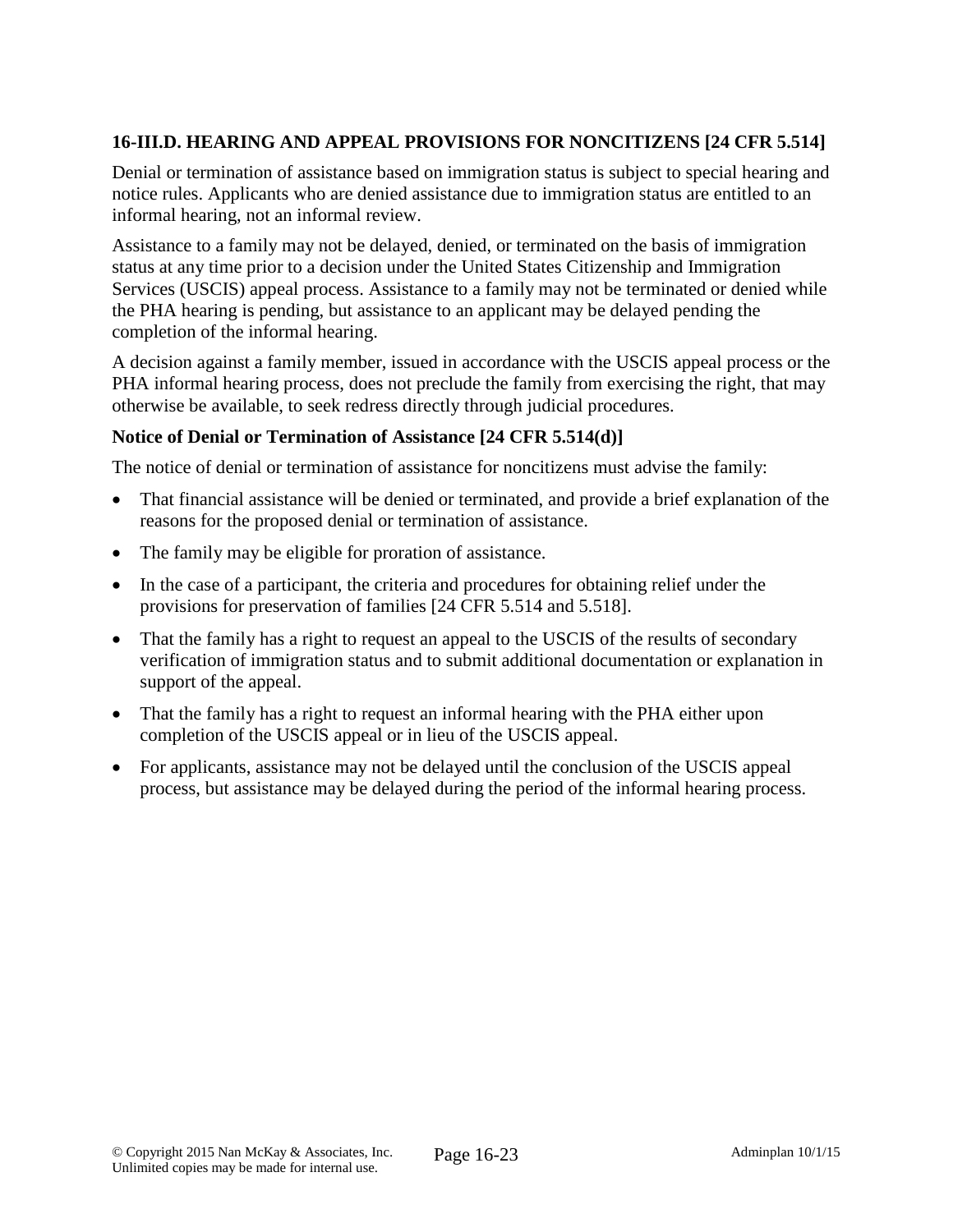## 16-III.D. HEARING AND APPEAL PROVISIONS FOR NONCITIZENS [24 CFR 5.514]

Denial or termination of assistance based on immigration status is subject to special hearing and notice rules. Applicants who are denied assistance due to immigration status are entitled to an informal hearing, not an informal review.

Assistance to a family may not be delayed, denied, or terminated on the basis of immigration status at any time prior to a decision under the United States Citizenship and Immigration Services (USCIS) appeal process. Assistance to a family may not be terminated or denied while the PHA hearing is pending, but assistance to an applicant may be delayed pending the completion of the informal hearing.

A decision against a family member, issued in accordance with the USCIS appeal process or the PHA informal hearing process, does not preclude the family from exercising the right, that may otherwise be available, to seek redress directly through judicial procedures.

### Notice of Denial or Termination of Assistance [24 CFR 5.514(d)]

The notice of denial or termination of assistance for noncitizens must advise the family:

- That financial assistance will be denied or terminated, and provide a brief explanation of the reasons for the proposed denial or termination of assistance.
- The family may be eligible for proration of assistance.
- In the case of a participant, the criteria and procedures for obtaining relief under the provisions for preservation of families [24 CFR 5.514 and 5.518].
- That the family has a right to request an appeal to the USCIS of the results of secondary verification of immigration status and to submit additional documentation or explanation in support of the appeal.
- That the family has a right to request an informal hearing with the PHA either upon completion of the USCIS appeal or in lieu of the USCIS appeal.
- For applicants, assistance may not be delayed until the conclusion of the USCIS appeal process, but assistance may be delayed during the period of the informal hearing process.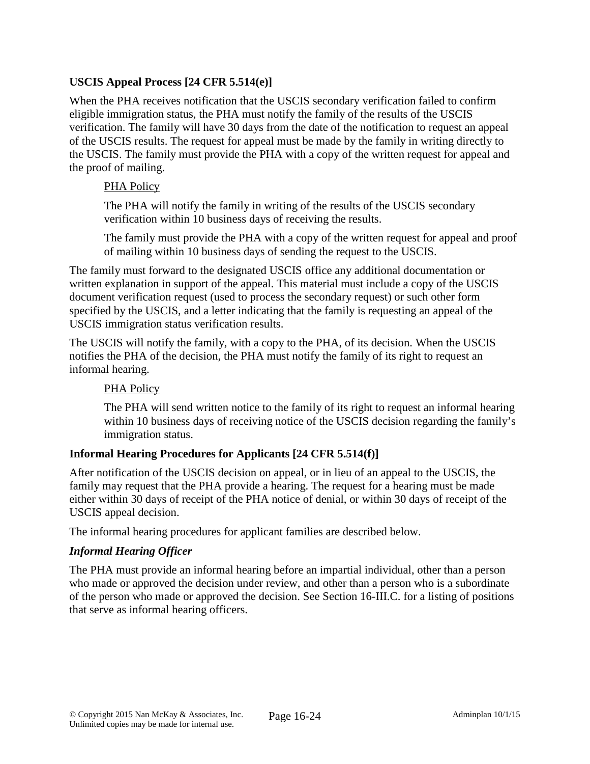**USCIS Appeal Process [24 CFR 5.514(e)]**

When the PHA receives notification that the USCIS secondary verification failed to confirm eligible immigration status, the PHA must notify the family of the results of the USCIS verification. The family will have 30 days from the date of the notification to request an appeal of the USCIS results. The request for appeal must be made by the family in writing directly to the USCIS. The family must provide the PHA with a copy of the written request for appeal and the proof of mailing.

> PHA Policy
>
> The PHA will notify the family in writing of the results of the USCIS secondary verification within 10 business days of receiving the results.
>
> The family must provide the PHA with a copy of the written request for appeal and proof of mailing within 10 business days of sending the request to the USCIS.

The family must forward to the designated USCIS office any additional documentation or written explanation in support of the appeal. This material must include a copy of the USCIS document verification request (used to process the secondary request) or such other form specified by the USCIS, and a letter indicating that the family is requesting an appeal of the USCIS immigration status verification results.

The USCIS will notify the family, with a copy to the PHA, of its decision. When the USCIS notifies the PHA of the decision, the PHA must notify the family of its right to request an informal hearing.

> PHA Policy
>
> The PHA will send written notice to the family of its right to request an informal hearing within 10 business days of receiving notice of the USCIS decision regarding the family's immigration status.

**Informal Hearing Procedures for Applicants [24 CFR 5.514(f)]**

After notification of the USCIS decision on appeal, or in lieu of an appeal to the USCIS, the family may request that the PHA provide a hearing. The request for a hearing must be made either within 30 days of receipt of the PHA notice of denial, or within 30 days of receipt of the USCIS appeal decision.

The informal hearing procedures for applicant families are described below.

***Informal Hearing Officer***

The PHA must provide an informal hearing before an impartial individual, other than a person who made or approved the decision under review, and other than a person who is a subordinate of the person who made or approved the decision. See Section 16-III.C. for a listing of positions that serve as informal hearing officers.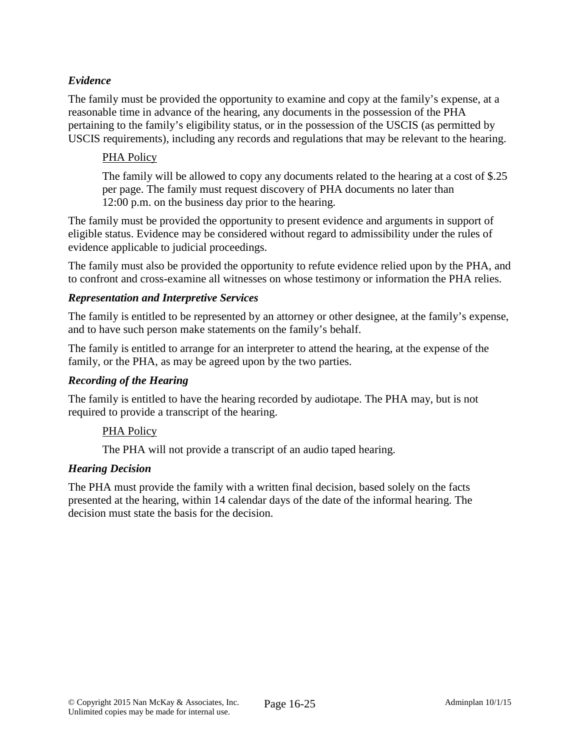*Evidence*

The family must be provided the opportunity to examine and copy at the family's expense, at a reasonable time in advance of the hearing, any documents in the possession of the PHA pertaining to the family's eligibility status, or in the possession of the USCIS (as permitted by USCIS requirements), including any records and regulations that may be relevant to the hearing.

> PHA Policy
>
> The family will be allowed to copy any documents related to the hearing at a cost of $.25 per page. The family must request discovery of PHA documents no later than 12:00 p.m. on the business day prior to the hearing.

The family must be provided the opportunity to present evidence and arguments in support of eligible status. Evidence may be considered without regard to admissibility under the rules of evidence applicable to judicial proceedings.

The family must also be provided the opportunity to refute evidence relied upon by the PHA, and to confront and cross-examine all witnesses on whose testimony or information the PHA relies.

*Representation and Interpretive Services*

The family is entitled to be represented by an attorney or other designee, at the family's expense, and to have such person make statements on the family's behalf.

The family is entitled to arrange for an interpreter to attend the hearing, at the expense of the family, or the PHA, as may be agreed upon by the two parties.

*Recording of the Hearing*

The family is entitled to have the hearing recorded by audiotape. The PHA may, but is not required to provide a transcript of the hearing.

> PHA Policy
>
> The PHA will not provide a transcript of an audio taped hearing.

*Hearing Decision*

The PHA must provide the family with a written final decision, based solely on the facts presented at the hearing, within 14 calendar days of the date of the informal hearing. The decision must state the basis for the decision.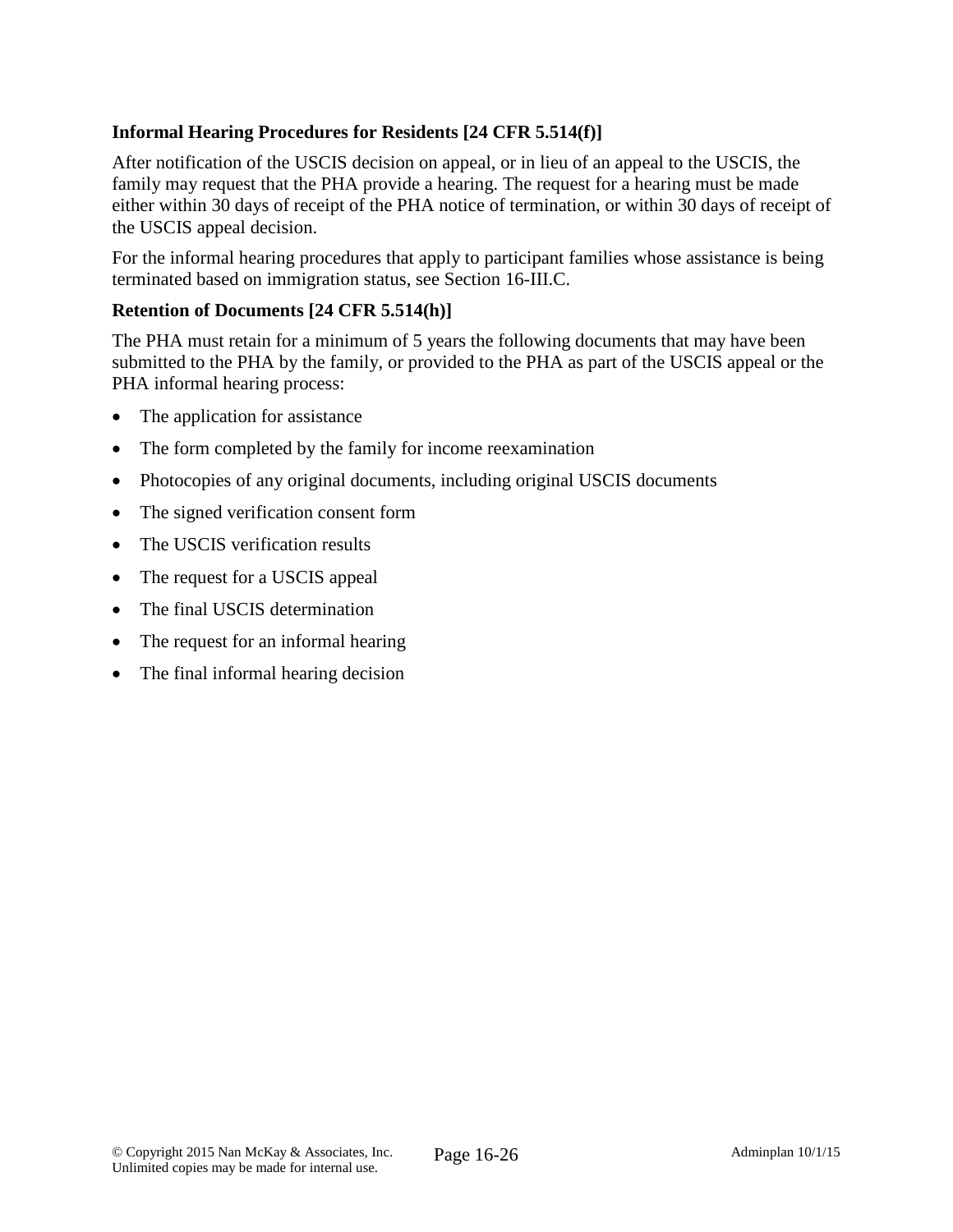**Informal Hearing Procedures for Residents [24 CFR 5.514(f)]**

After notification of the USCIS decision on appeal, or in lieu of an appeal to the USCIS, the family may request that the PHA provide a hearing. The request for a hearing must be made either within 30 days of receipt of the PHA notice of termination, or within 30 days of receipt of the USCIS appeal decision.

For the informal hearing procedures that apply to participant families whose assistance is being terminated based on immigration status, see Section 16-III.C.

**Retention of Documents [24 CFR 5.514(h)]**

The PHA must retain for a minimum of 5 years the following documents that may have been submitted to the PHA by the family, or provided to the PHA as part of the USCIS appeal or the PHA informal hearing process:

- The application for assistance
- The form completed by the family for income reexamination
- Photocopies of any original documents, including original USCIS documents
- The signed verification consent form
- The USCIS verification results
- The request for a USCIS appeal
- The final USCIS determination
- The request for an informal hearing
- The final informal hearing decision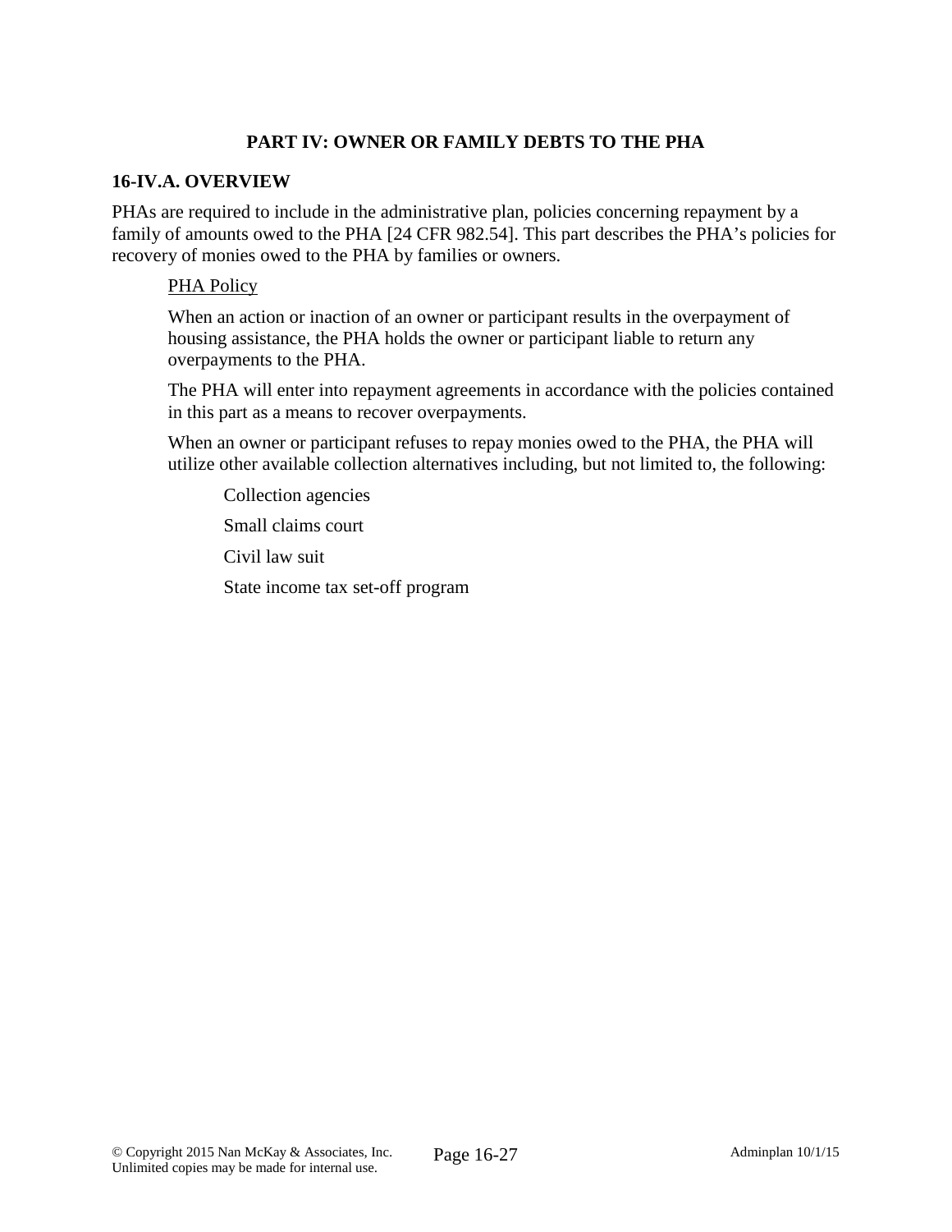## PART IV: OWNER OR FAMILY DEBTS TO THE PHA

### 16-IV.A. OVERVIEW

PHAs are required to include in the administrative plan, policies concerning repayment by a family of amounts owed to the PHA [24 CFR 982.54]. This part describes the PHA's policies for recovery of monies owed to the PHA by families or owners.

PHA Policy

When an action or inaction of an owner or participant results in the overpayment of housing assistance, the PHA holds the owner or participant liable to return any overpayments to the PHA.

The PHA will enter into repayment agreements in accordance with the policies contained in this part as a means to recover overpayments.

When an owner or participant refuses to repay monies owed to the PHA, the PHA will utilize other available collection alternatives including, but not limited to, the following:

Collection agencies

Small claims court

Civil law suit

State income tax set-off program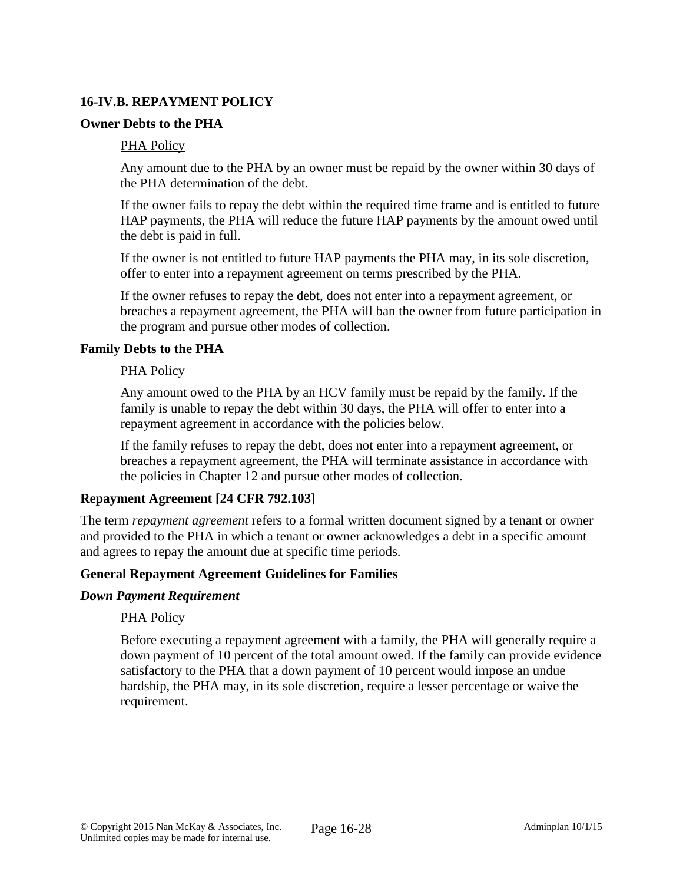### 16-IV.B. REPAYMENT POLICY

**Owner Debts to the PHA**

PHA Policy

Any amount due to the PHA by an owner must be repaid by the owner within 30 days of the PHA determination of the debt.

If the owner fails to repay the debt within the required time frame and is entitled to future HAP payments, the PHA will reduce the future HAP payments by the amount owed until the debt is paid in full.

If the owner is not entitled to future HAP payments the PHA may, in its sole discretion, offer to enter into a repayment agreement on terms prescribed by the PHA.

If the owner refuses to repay the debt, does not enter into a repayment agreement, or breaches a repayment agreement, the PHA will ban the owner from future participation in the program and pursue other modes of collection.

**Family Debts to the PHA**

PHA Policy

Any amount owed to the PHA by an HCV family must be repaid by the family. If the family is unable to repay the debt within 30 days, the PHA will offer to enter into a repayment agreement in accordance with the policies below.

If the family refuses to repay the debt, does not enter into a repayment agreement, or breaches a repayment agreement, the PHA will terminate assistance in accordance with the policies in Chapter 12 and pursue other modes of collection.

**Repayment Agreement [24 CFR 792.103]**

The term *repayment agreement* refers to a formal written document signed by a tenant or owner and provided to the PHA in which a tenant or owner acknowledges a debt in a specific amount and agrees to repay the amount due at specific time periods.

**General Repayment Agreement Guidelines for Families**

***Down Payment Requirement***

PHA Policy

Before executing a repayment agreement with a family, the PHA will generally require a down payment of 10 percent of the total amount owed. If the family can provide evidence satisfactory to the PHA that a down payment of 10 percent would impose an undue hardship, the PHA may, in its sole discretion, require a lesser percentage or waive the requirement.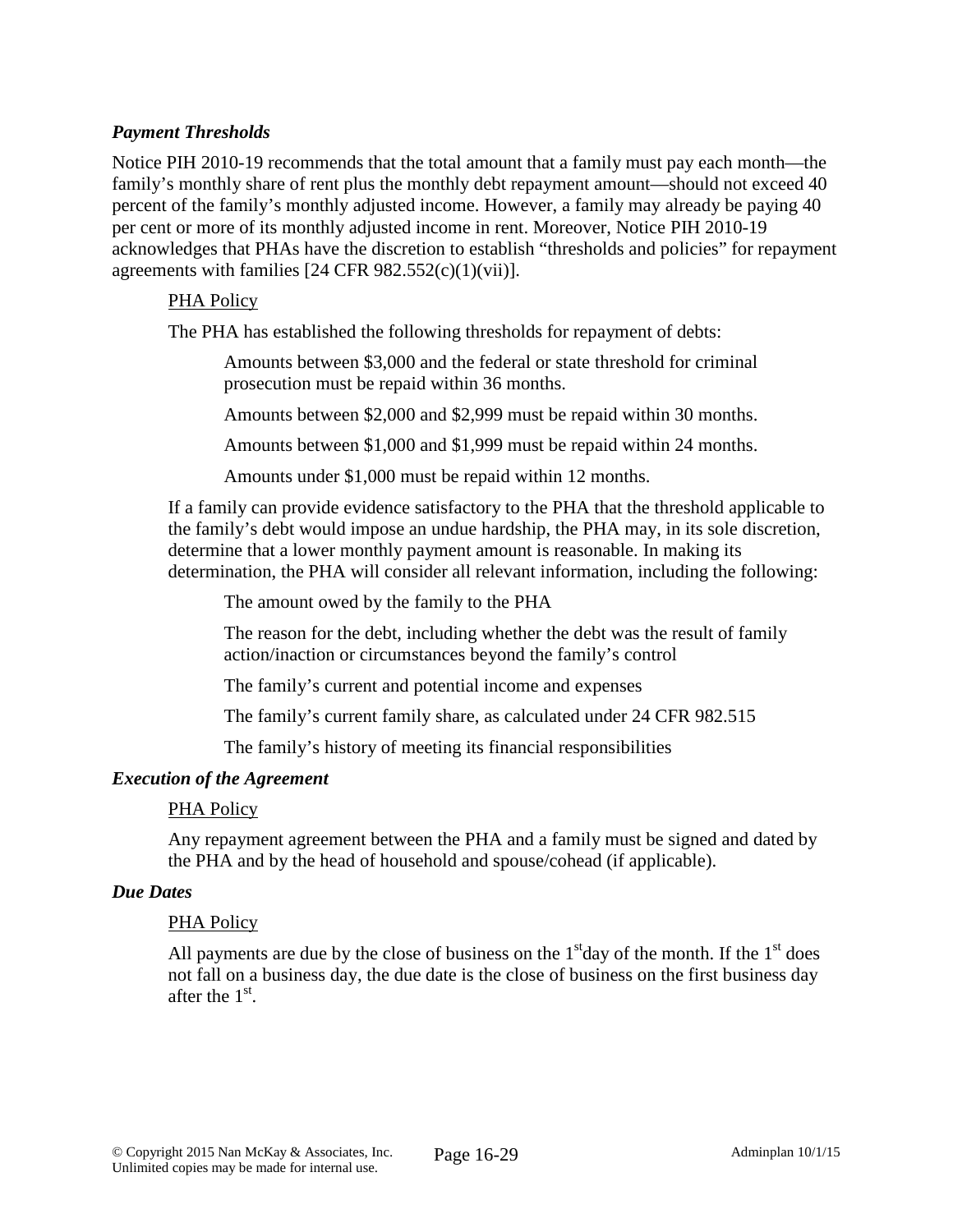***Payment Thresholds***

Notice PIH 2010-19 recommends that the total amount that a family must pay each month—the family's monthly share of rent plus the monthly debt repayment amount—should not exceed 40 percent of the family's monthly adjusted income. However, a family may already be paying 40 per cent or more of its monthly adjusted income in rent. Moreover, Notice PIH 2010-19 acknowledges that PHAs have the discretion to establish "thresholds and policies" for repayment agreements with families [24 CFR 982.552(c)(1)(vii)].

<u>PHA Policy</u>

The PHA has established the following thresholds for repayment of debts:

Amounts between $3,000 and the federal or state threshold for criminal prosecution must be repaid within 36 months.

Amounts between $2,000 and $2,999 must be repaid within 30 months.

Amounts between $1,000 and $1,999 must be repaid within 24 months.

Amounts under $1,000 must be repaid within 12 months.

If a family can provide evidence satisfactory to the PHA that the threshold applicable to the family's debt would impose an undue hardship, the PHA may, in its sole discretion, determine that a lower monthly payment amount is reasonable. In making its determination, the PHA will consider all relevant information, including the following:

The amount owed by the family to the PHA

The reason for the debt, including whether the debt was the result of family action/inaction or circumstances beyond the family's control

The family's current and potential income and expenses

The family's current family share, as calculated under 24 CFR 982.515

The family's history of meeting its financial responsibilities

***Execution of the Agreement***

<u>PHA Policy</u>

Any repayment agreement between the PHA and a family must be signed and dated by the PHA and by the head of household and spouse/cohead (if applicable).

***Due Dates***

<u>PHA Policy</u>

All payments are due by the close of business on the 1st day of the month. If the 1st does not fall on a business day, the due date is the close of business on the first business day after the 1st.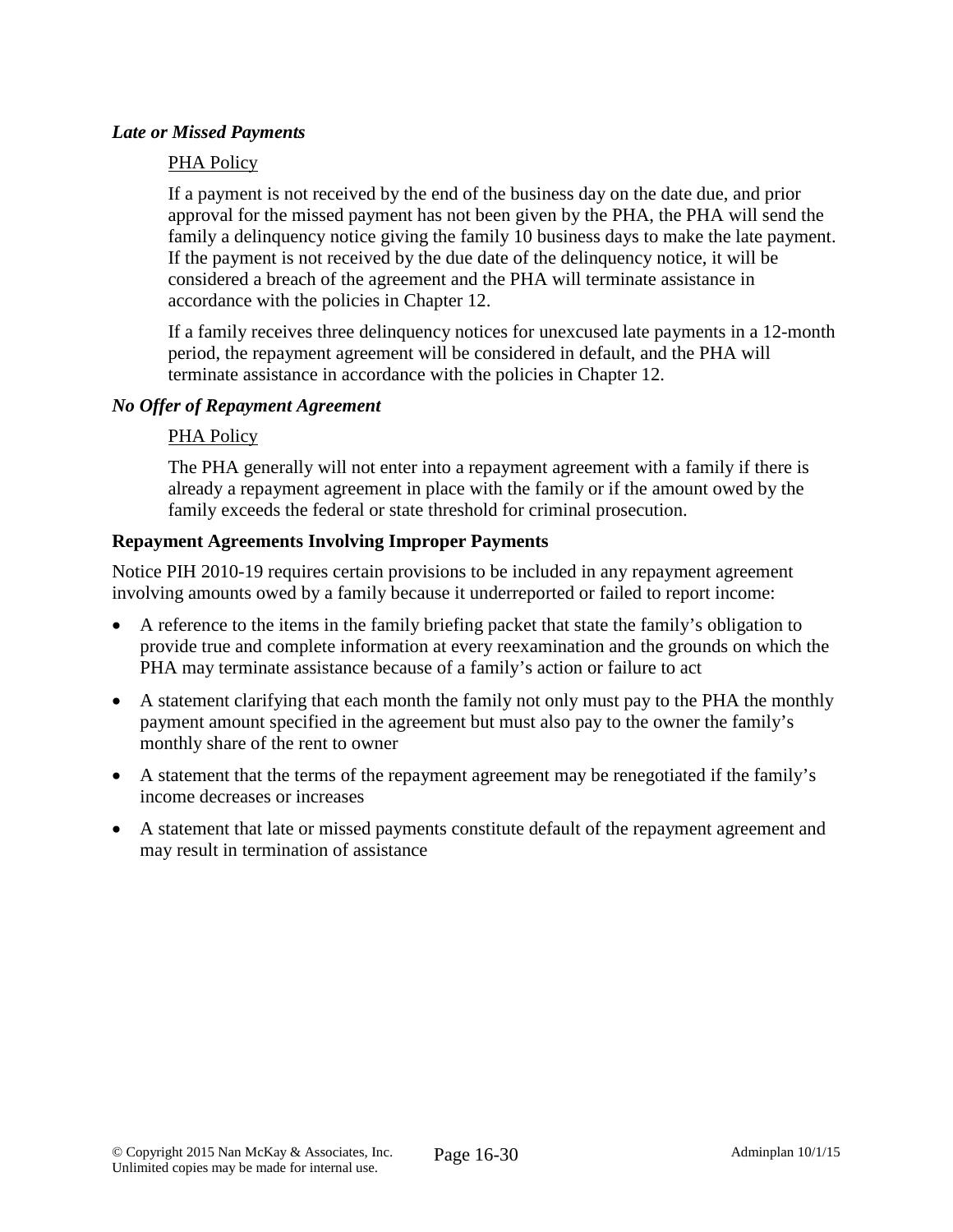*Late or Missed Payments*

PHA Policy

If a payment is not received by the end of the business day on the date due, and prior approval for the missed payment has not been given by the PHA, the PHA will send the family a delinquency notice giving the family 10 business days to make the late payment. If the payment is not received by the due date of the delinquency notice, it will be considered a breach of the agreement and the PHA will terminate assistance in accordance with the policies in Chapter 12.

If a family receives three delinquency notices for unexcused late payments in a 12-month period, the repayment agreement will be considered in default, and the PHA will terminate assistance in accordance with the policies in Chapter 12.

*No Offer of Repayment Agreement*

PHA Policy

The PHA generally will not enter into a repayment agreement with a family if there is already a repayment agreement in place with the family or if the amount owed by the family exceeds the federal or state threshold for criminal prosecution.

**Repayment Agreements Involving Improper Payments**

Notice PIH 2010-19 requires certain provisions to be included in any repayment agreement involving amounts owed by a family because it underreported or failed to report income:

- A reference to the items in the family briefing packet that state the family's obligation to provide true and complete information at every reexamination and the grounds on which the PHA may terminate assistance because of a family's action or failure to act
- A statement clarifying that each month the family not only must pay to the PHA the monthly payment amount specified in the agreement but must also pay to the owner the family's monthly share of the rent to owner
- A statement that the terms of the repayment agreement may be renegotiated if the family's income decreases or increases
- A statement that late or missed payments constitute default of the repayment agreement and may result in termination of assistance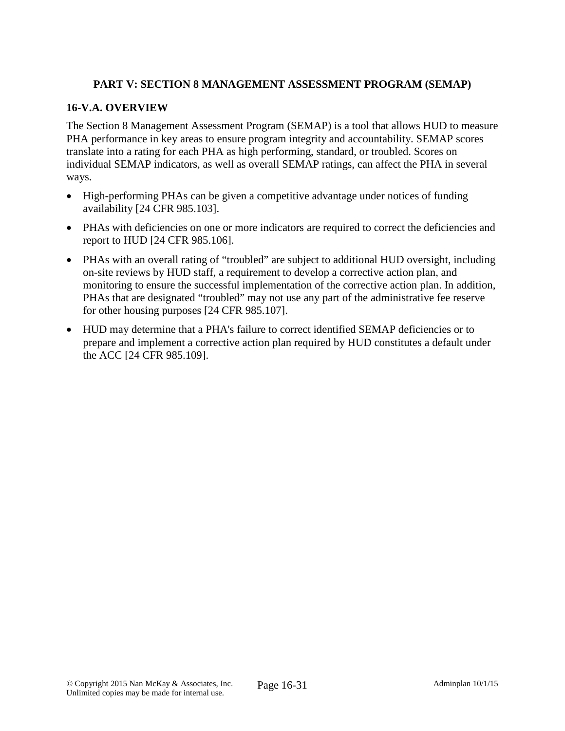## PART V: SECTION 8 MANAGEMENT ASSESSMENT PROGRAM (SEMAP)

### 16-V.A. OVERVIEW

The Section 8 Management Assessment Program (SEMAP) is a tool that allows HUD to measure PHA performance in key areas to ensure program integrity and accountability. SEMAP scores translate into a rating for each PHA as high performing, standard, or troubled. Scores on individual SEMAP indicators, as well as overall SEMAP ratings, can affect the PHA in several ways.

- High-performing PHAs can be given a competitive advantage under notices of funding availability [24 CFR 985.103].
- PHAs with deficiencies on one or more indicators are required to correct the deficiencies and report to HUD [24 CFR 985.106].
- PHAs with an overall rating of "troubled" are subject to additional HUD oversight, including on-site reviews by HUD staff, a requirement to develop a corrective action plan, and monitoring to ensure the successful implementation of the corrective action plan. In addition, PHAs that are designated "troubled" may not use any part of the administrative fee reserve for other housing purposes [24 CFR 985.107].
- HUD may determine that a PHA's failure to correct identified SEMAP deficiencies or to prepare and implement a corrective action plan required by HUD constitutes a default under the ACC [24 CFR 985.109].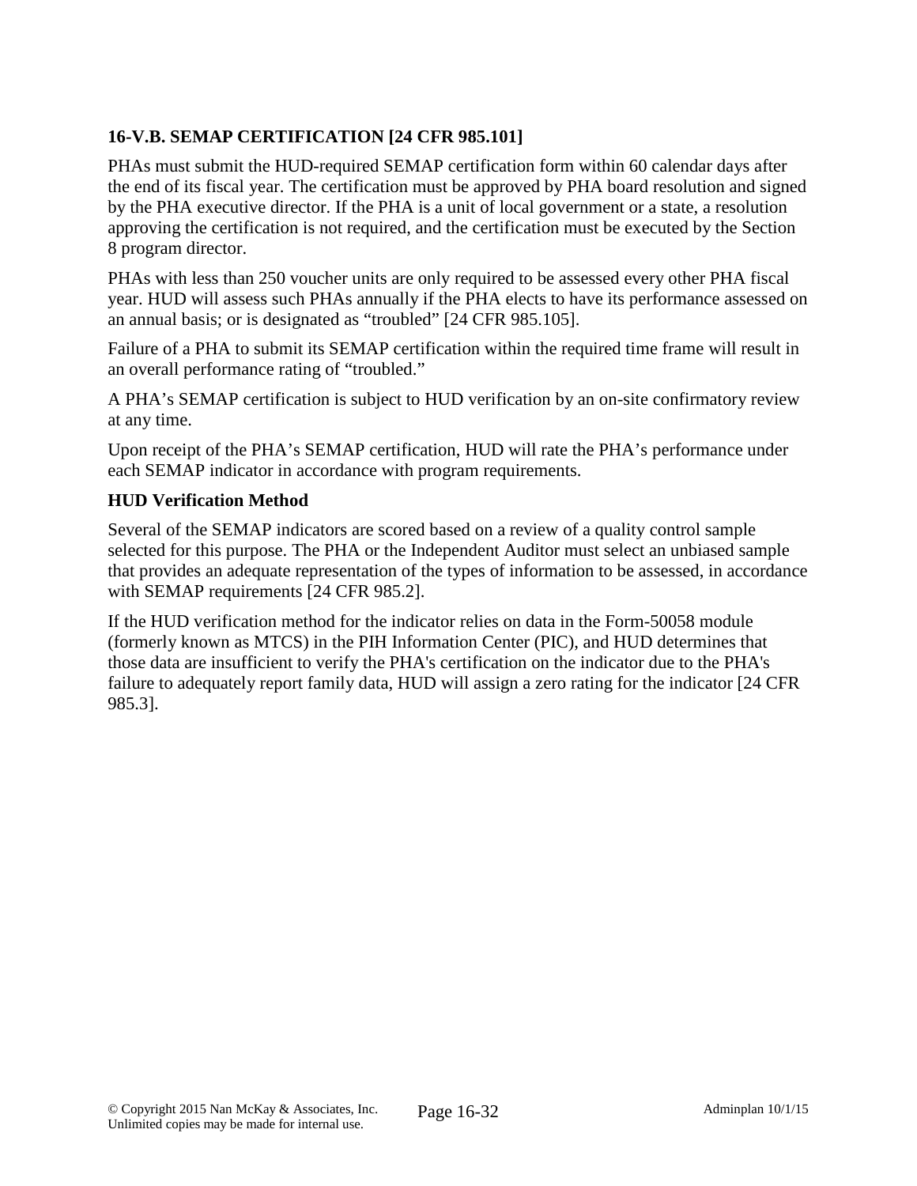### 16-V.B. SEMAP CERTIFICATION [24 CFR 985.101]

PHAs must submit the HUD-required SEMAP certification form within 60 calendar days after the end of its fiscal year. The certification must be approved by PHA board resolution and signed by the PHA executive director. If the PHA is a unit of local government or a state, a resolution approving the certification is not required, and the certification must be executed by the Section 8 program director.

PHAs with less than 250 voucher units are only required to be assessed every other PHA fiscal year. HUD will assess such PHAs annually if the PHA elects to have its performance assessed on an annual basis; or is designated as "troubled" [24 CFR 985.105].

Failure of a PHA to submit its SEMAP certification within the required time frame will result in an overall performance rating of "troubled."

A PHA's SEMAP certification is subject to HUD verification by an on-site confirmatory review at any time.

Upon receipt of the PHA's SEMAP certification, HUD will rate the PHA's performance under each SEMAP indicator in accordance with program requirements.

**HUD Verification Method**

Several of the SEMAP indicators are scored based on a review of a quality control sample selected for this purpose. The PHA or the Independent Auditor must select an unbiased sample that provides an adequate representation of the types of information to be assessed, in accordance with SEMAP requirements [24 CFR 985.2].

If the HUD verification method for the indicator relies on data in the Form-50058 module (formerly known as MTCS) in the PIH Information Center (PIC), and HUD determines that those data are insufficient to verify the PHA's certification on the indicator due to the PHA's failure to adequately report family data, HUD will assign a zero rating for the indicator [24 CFR 985.3].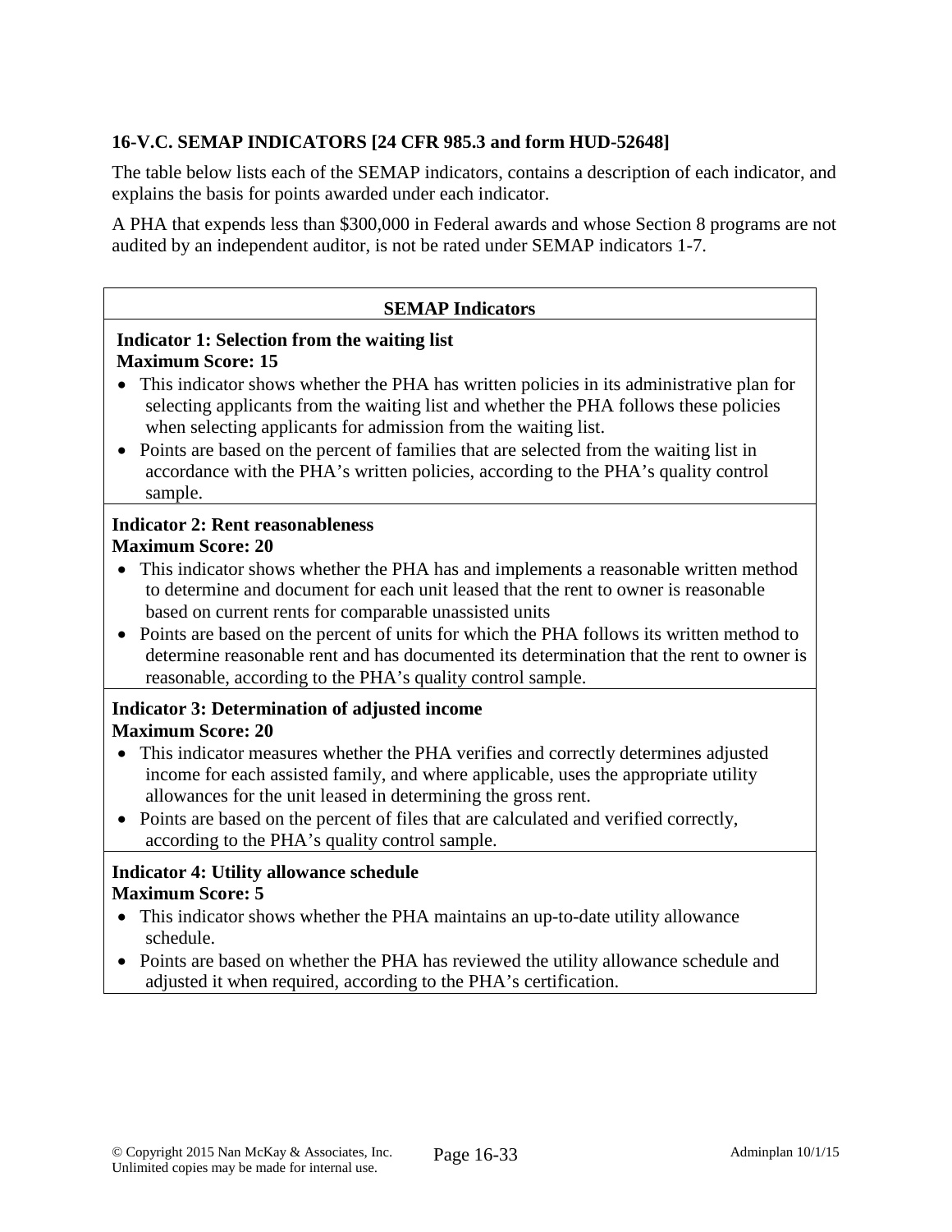### 16-V.C. SEMAP INDICATORS [24 CFR 985.3 and form HUD-52648]

The table below lists each of the SEMAP indicators, contains a description of each indicator, and explains the basis for points awarded under each indicator.

A PHA that expends less than $300,000 in Federal awards and whose Section 8 programs are not audited by an independent auditor, is not be rated under SEMAP indicators 1-7.

| SEMAP Indicators |
|---|
| **Indicator 1: Selection from the waiting list**<br>**Maximum Score: 15**<br>• This indicator shows whether the PHA has written policies in its administrative plan for selecting applicants from the waiting list and whether the PHA follows these policies when selecting applicants for admission from the waiting list.<br>• Points are based on the percent of families that are selected from the waiting list in accordance with the PHA's written policies, according to the PHA's quality control sample. |
| **Indicator 2: Rent reasonableness**<br>**Maximum Score: 20**<br>• This indicator shows whether the PHA has and implements a reasonable written method to determine and document for each unit leased that the rent to owner is reasonable based on current rents for comparable unassisted units<br>• Points are based on the percent of units for which the PHA follows its written method to determine reasonable rent and has documented its determination that the rent to owner is reasonable, according to the PHA's quality control sample. |
| **Indicator 3: Determination of adjusted income**<br>**Maximum Score: 20**<br>• This indicator measures whether the PHA verifies and correctly determines adjusted income for each assisted family, and where applicable, uses the appropriate utility allowances for the unit leased in determining the gross rent.<br>• Points are based on the percent of files that are calculated and verified correctly, according to the PHA's quality control sample. |
| **Indicator 4: Utility allowance schedule**<br>**Maximum Score: 5**<br>• This indicator shows whether the PHA maintains an up-to-date utility allowance schedule.<br>• Points are based on whether the PHA has reviewed the utility allowance schedule and adjusted it when required, according to the PHA's certification. |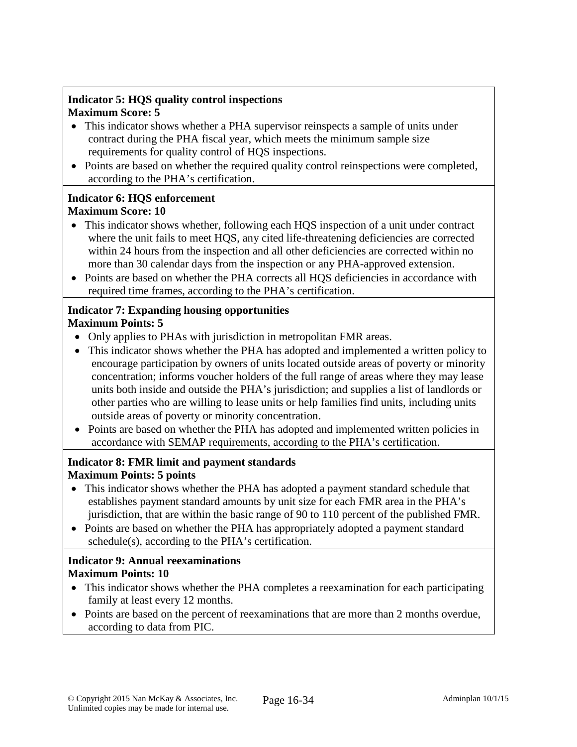**Indicator 5: HQS quality control inspections**
**Maximum Score: 5**

- This indicator shows whether a PHA supervisor reinspects a sample of units under contract during the PHA fiscal year, which meets the minimum sample size requirements for quality control of HQS inspections.
- Points are based on whether the required quality control reinspections were completed, according to the PHA's certification.

**Indicator 6: HQS enforcement**
**Maximum Score: 10**

- This indicator shows whether, following each HQS inspection of a unit under contract where the unit fails to meet HQS, any cited life-threatening deficiencies are corrected within 24 hours from the inspection and all other deficiencies are corrected within no more than 30 calendar days from the inspection or any PHA-approved extension.
- Points are based on whether the PHA corrects all HQS deficiencies in accordance with required time frames, according to the PHA's certification.

**Indicator 7: Expanding housing opportunities**
**Maximum Points: 5**

- Only applies to PHAs with jurisdiction in metropolitan FMR areas.
- This indicator shows whether the PHA has adopted and implemented a written policy to encourage participation by owners of units located outside areas of poverty or minority concentration; informs voucher holders of the full range of areas where they may lease units both inside and outside the PHA's jurisdiction; and supplies a list of landlords or other parties who are willing to lease units or help families find units, including units outside areas of poverty or minority concentration.
- Points are based on whether the PHA has adopted and implemented written policies in accordance with SEMAP requirements, according to the PHA's certification.

**Indicator 8: FMR limit and payment standards**
**Maximum Points: 5 points**

- This indicator shows whether the PHA has adopted a payment standard schedule that establishes payment standard amounts by unit size for each FMR area in the PHA's jurisdiction, that are within the basic range of 90 to 110 percent of the published FMR.
- Points are based on whether the PHA has appropriately adopted a payment standard schedule(s), according to the PHA's certification.

**Indicator 9: Annual reexaminations**
**Maximum Points: 10**

- This indicator shows whether the PHA completes a reexamination for each participating family at least every 12 months.
- Points are based on the percent of reexaminations that are more than 2 months overdue, according to data from PIC.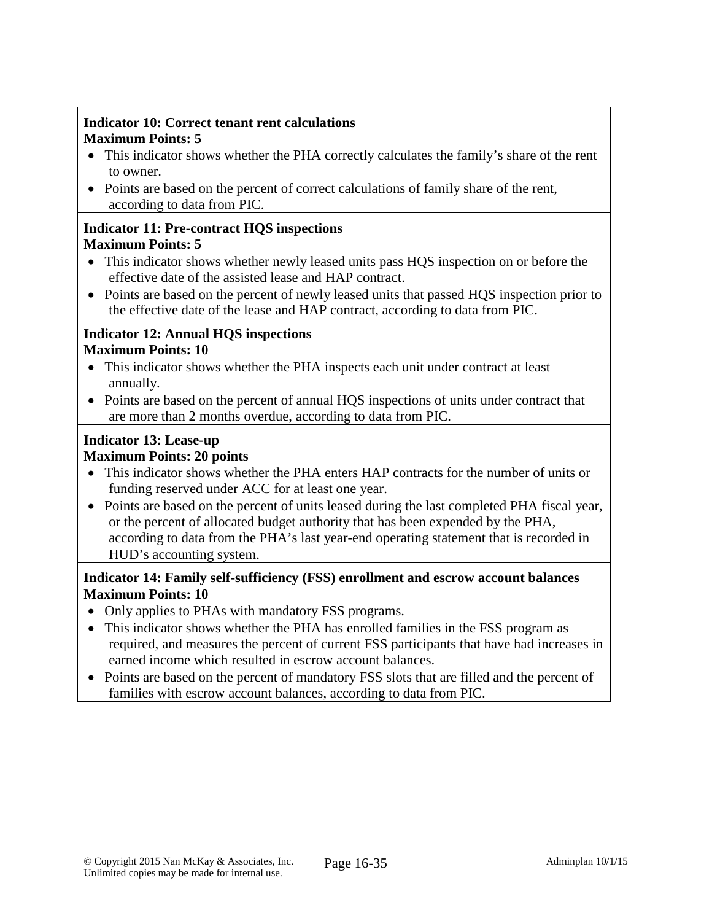**Indicator 10: Correct tenant rent calculations**
**Maximum Points: 5**

- This indicator shows whether the PHA correctly calculates the family's share of the rent to owner.
- Points are based on the percent of correct calculations of family share of the rent, according to data from PIC.

**Indicator 11: Pre-contract HQS inspections**
**Maximum Points: 5**

- This indicator shows whether newly leased units pass HQS inspection on or before the effective date of the assisted lease and HAP contract.
- Points are based on the percent of newly leased units that passed HQS inspection prior to the effective date of the lease and HAP contract, according to data from PIC.

**Indicator 12: Annual HQS inspections**
**Maximum Points: 10**

- This indicator shows whether the PHA inspects each unit under contract at least annually.
- Points are based on the percent of annual HQS inspections of units under contract that are more than 2 months overdue, according to data from PIC.

**Indicator 13: Lease-up**
**Maximum Points: 20 points**

- This indicator shows whether the PHA enters HAP contracts for the number of units or funding reserved under ACC for at least one year.
- Points are based on the percent of units leased during the last completed PHA fiscal year, or the percent of allocated budget authority that has been expended by the PHA, according to data from the PHA's last year-end operating statement that is recorded in HUD's accounting system.

**Indicator 14: Family self-sufficiency (FSS) enrollment and escrow account balances**
**Maximum Points: 10**

- Only applies to PHAs with mandatory FSS programs.
- This indicator shows whether the PHA has enrolled families in the FSS program as required, and measures the percent of current FSS participants that have had increases in earned income which resulted in escrow account balances.
- Points are based on the percent of mandatory FSS slots that are filled and the percent of families with escrow account balances, according to data from PIC.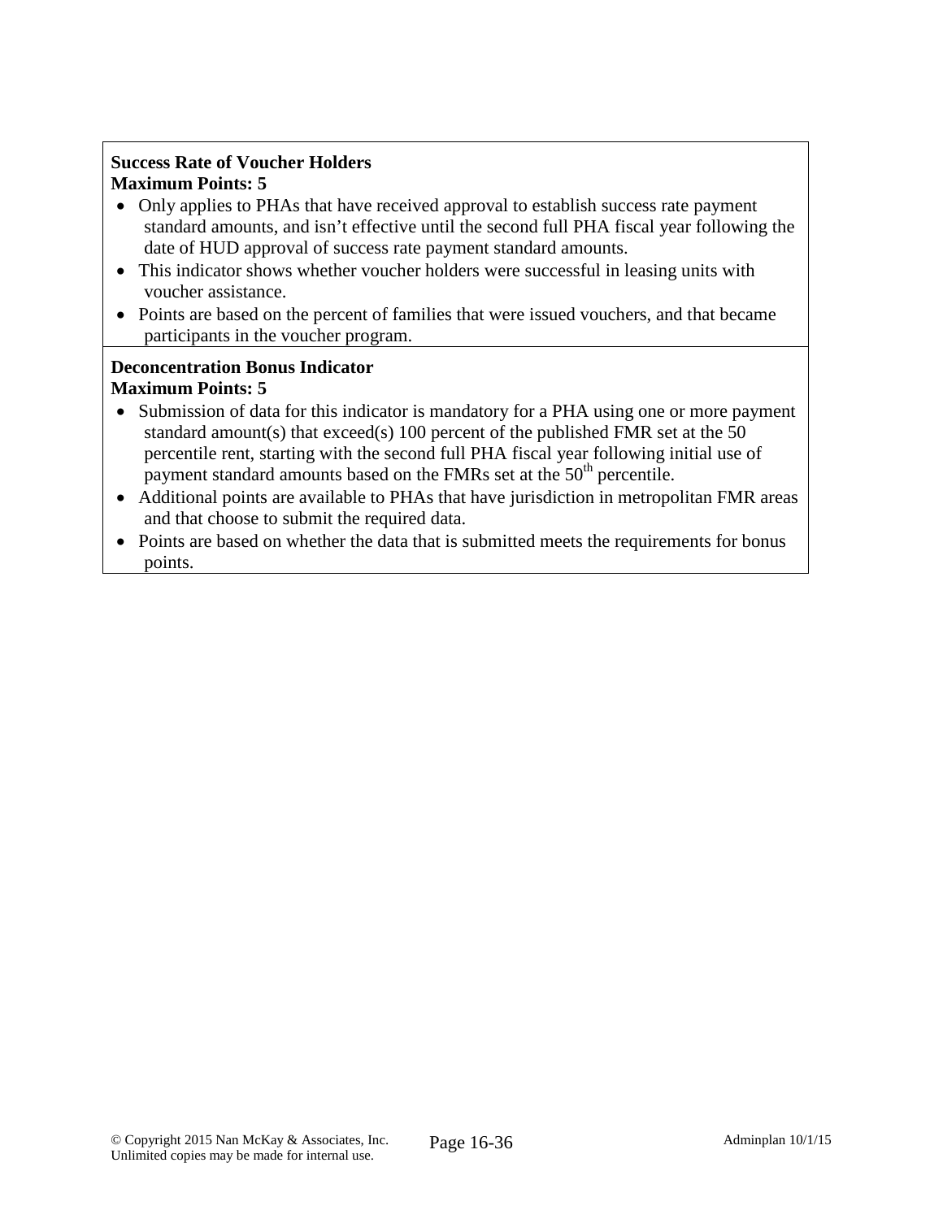**Success Rate of Voucher Holders**
**Maximum Points: 5**

- Only applies to PHAs that have received approval to establish success rate payment standard amounts, and isn't effective until the second full PHA fiscal year following the date of HUD approval of success rate payment standard amounts.
- This indicator shows whether voucher holders were successful in leasing units with voucher assistance.
- Points are based on the percent of families that were issued vouchers, and that became participants in the voucher program.

**Deconcentration Bonus Indicator**
**Maximum Points: 5**

- Submission of data for this indicator is mandatory for a PHA using one or more payment standard amount(s) that exceed(s) 100 percent of the published FMR set at the 50 percentile rent, starting with the second full PHA fiscal year following initial use of payment standard amounts based on the FMRs set at the 50th percentile.
- Additional points are available to PHAs that have jurisdiction in metropolitan FMR areas and that choose to submit the required data.
- Points are based on whether the data that is submitted meets the requirements for bonus points.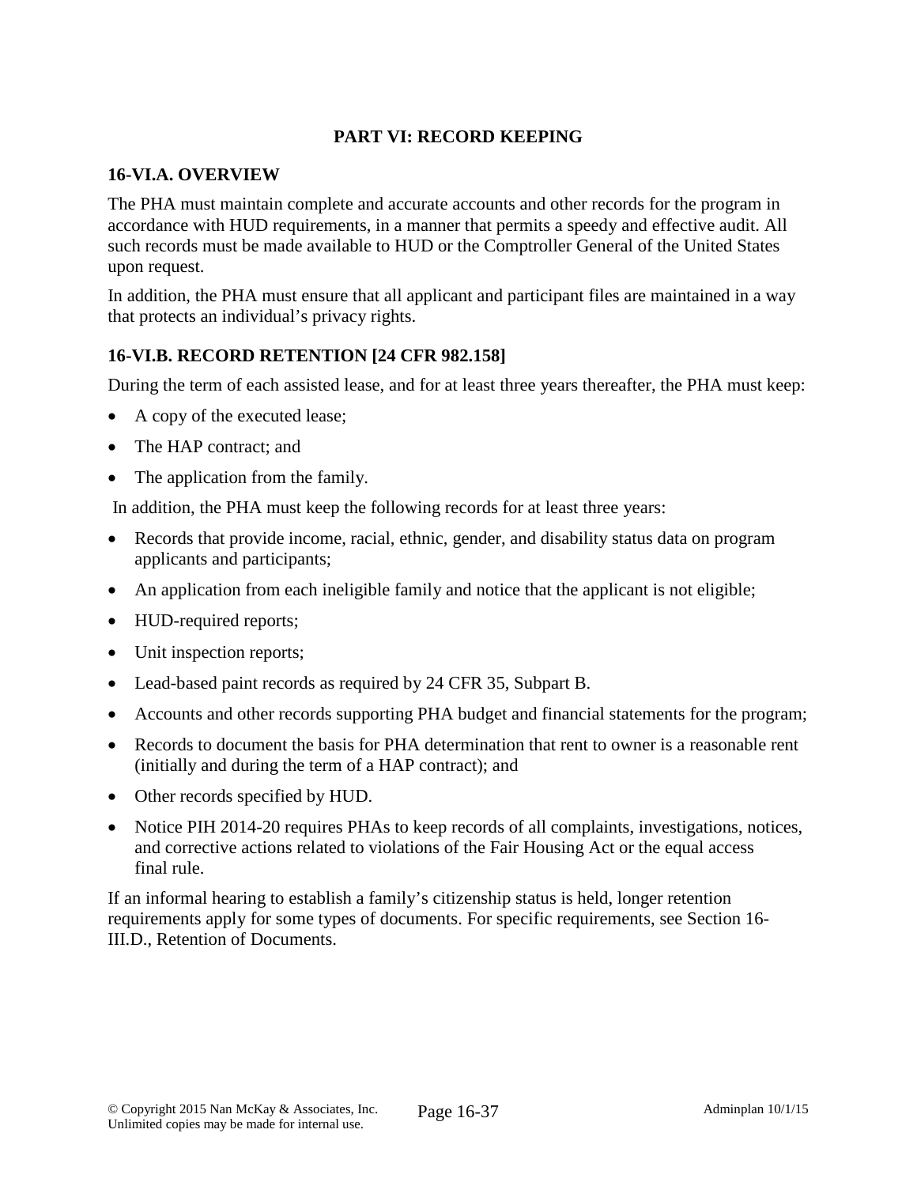## PART VI: RECORD KEEPING

### 16-VI.A. OVERVIEW

The PHA must maintain complete and accurate accounts and other records for the program in accordance with HUD requirements, in a manner that permits a speedy and effective audit. All such records must be made available to HUD or the Comptroller General of the United States upon request.

In addition, the PHA must ensure that all applicant and participant files are maintained in a way that protects an individual's privacy rights.

### 16-VI.B. RECORD RETENTION [24 CFR 982.158]

During the term of each assisted lease, and for at least three years thereafter, the PHA must keep:

- A copy of the executed lease;
- The HAP contract; and
- The application from the family.

In addition, the PHA must keep the following records for at least three years:

- Records that provide income, racial, ethnic, gender, and disability status data on program applicants and participants;
- An application from each ineligible family and notice that the applicant is not eligible;
- HUD-required reports;
- Unit inspection reports;
- Lead-based paint records as required by 24 CFR 35, Subpart B.
- Accounts and other records supporting PHA budget and financial statements for the program;
- Records to document the basis for PHA determination that rent to owner is a reasonable rent (initially and during the term of a HAP contract); and
- Other records specified by HUD.
- Notice PIH 2014-20 requires PHAs to keep records of all complaints, investigations, notices, and corrective actions related to violations of the Fair Housing Act or the equal access final rule.

If an informal hearing to establish a family's citizenship status is held, longer retention requirements apply for some types of documents. For specific requirements, see Section 16-III.D., Retention of Documents.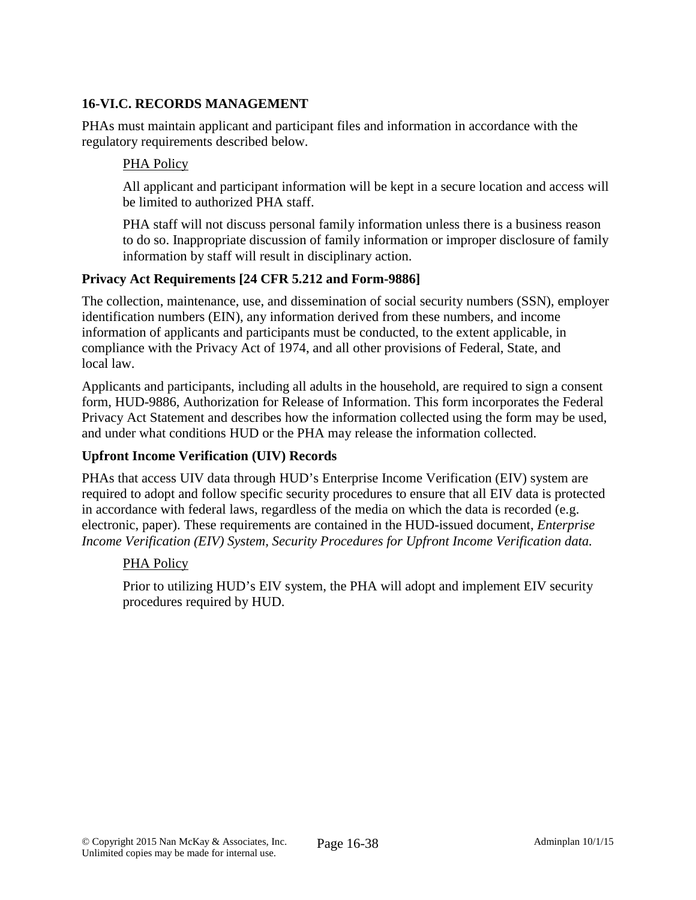### 16-VI.C. RECORDS MANAGEMENT

PHAs must maintain applicant and participant files and information in accordance with the regulatory requirements described below.

> PHA Policy
>
> All applicant and participant information will be kept in a secure location and access will be limited to authorized PHA staff.
>
> PHA staff will not discuss personal family information unless there is a business reason to do so. Inappropriate discussion of family information or improper disclosure of family information by staff will result in disciplinary action.

**Privacy Act Requirements [24 CFR 5.212 and Form-9886]**

The collection, maintenance, use, and dissemination of social security numbers (SSN), employer identification numbers (EIN), any information derived from these numbers, and income information of applicants and participants must be conducted, to the extent applicable, in compliance with the Privacy Act of 1974, and all other provisions of Federal, State, and local law.

Applicants and participants, including all adults in the household, are required to sign a consent form, HUD-9886, Authorization for Release of Information. This form incorporates the Federal Privacy Act Statement and describes how the information collected using the form may be used, and under what conditions HUD or the PHA may release the information collected.

**Upfront Income Verification (UIV) Records**

PHAs that access UIV data through HUD's Enterprise Income Verification (EIV) system are required to adopt and follow specific security procedures to ensure that all EIV data is protected in accordance with federal laws, regardless of the media on which the data is recorded (e.g. electronic, paper). These requirements are contained in the HUD-issued document, *Enterprise Income Verification (EIV) System, Security Procedures for Upfront Income Verification data.*

> PHA Policy
>
> Prior to utilizing HUD's EIV system, the PHA will adopt and implement EIV security procedures required by HUD.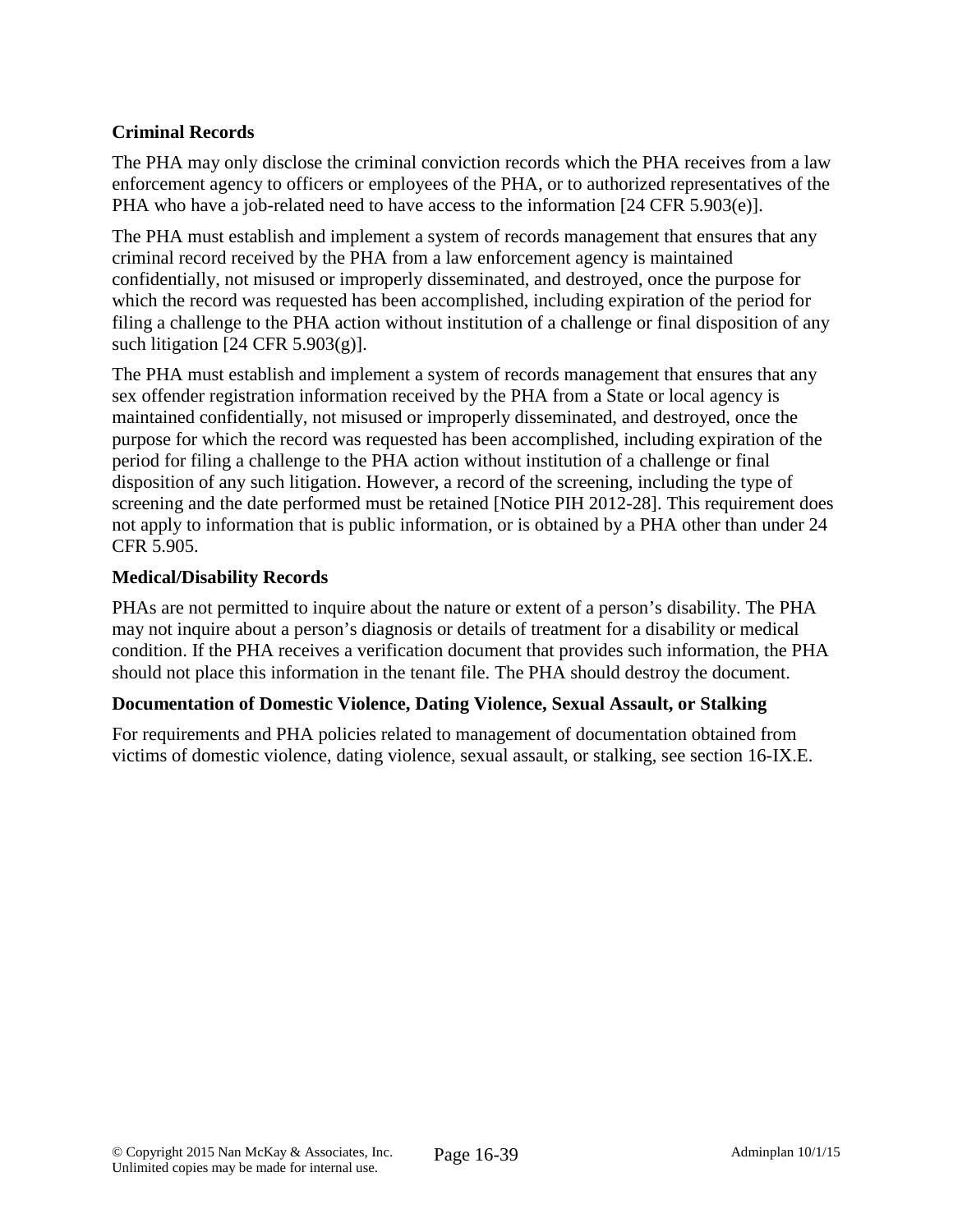**Criminal Records**

The PHA may only disclose the criminal conviction records which the PHA receives from a law enforcement agency to officers or employees of the PHA, or to authorized representatives of the PHA who have a job-related need to have access to the information [24 CFR 5.903(e)].

The PHA must establish and implement a system of records management that ensures that any criminal record received by the PHA from a law enforcement agency is maintained confidentially, not misused or improperly disseminated, and destroyed, once the purpose for which the record was requested has been accomplished, including expiration of the period for filing a challenge to the PHA action without institution of a challenge or final disposition of any such litigation [24 CFR 5.903(g)].

The PHA must establish and implement a system of records management that ensures that any sex offender registration information received by the PHA from a State or local agency is maintained confidentially, not misused or improperly disseminated, and destroyed, once the purpose for which the record was requested has been accomplished, including expiration of the period for filing a challenge to the PHA action without institution of a challenge or final disposition of any such litigation. However, a record of the screening, including the type of screening and the date performed must be retained [Notice PIH 2012-28]. This requirement does not apply to information that is public information, or is obtained by a PHA other than under 24 CFR 5.905.

**Medical/Disability Records**

PHAs are not permitted to inquire about the nature or extent of a person's disability. The PHA may not inquire about a person's diagnosis or details of treatment for a disability or medical condition. If the PHA receives a verification document that provides such information, the PHA should not place this information in the tenant file. The PHA should destroy the document.

**Documentation of Domestic Violence, Dating Violence, Sexual Assault, or Stalking**

For requirements and PHA policies related to management of documentation obtained from victims of domestic violence, dating violence, sexual assault, or stalking, see section 16-IX.E.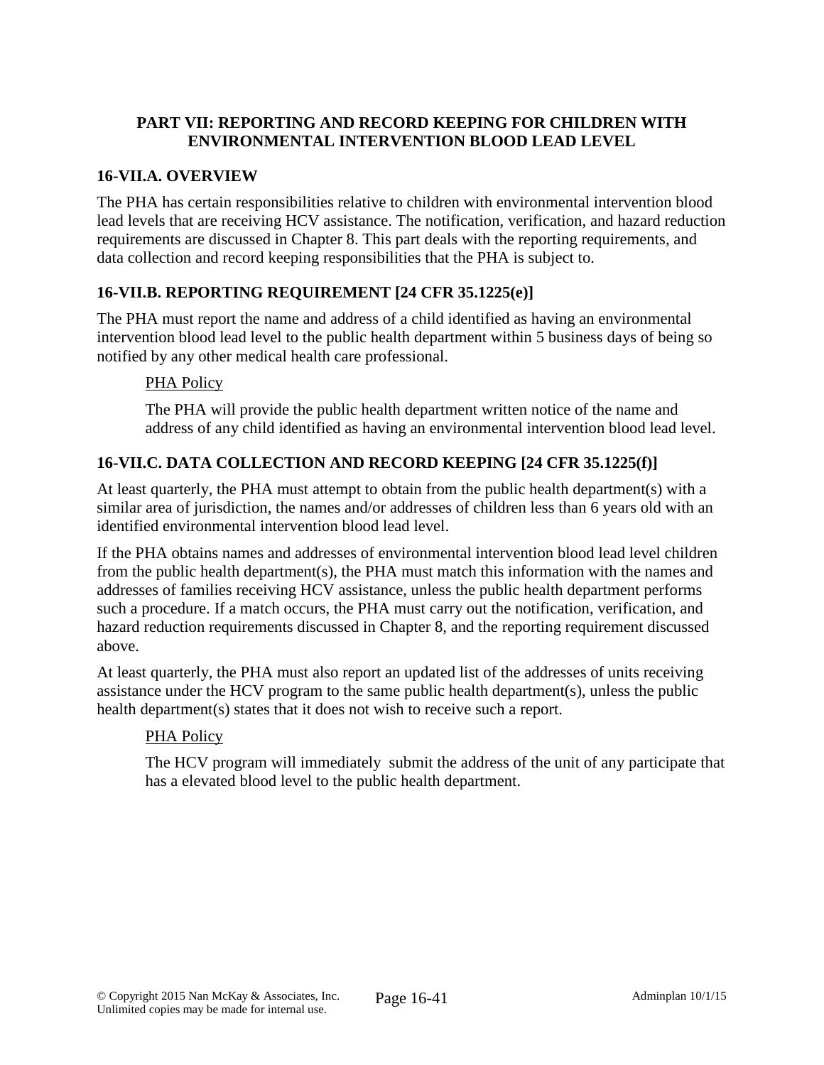## PART VII: REPORTING AND RECORD KEEPING FOR CHILDREN WITH ENVIRONMENTAL INTERVENTION BLOOD LEAD LEVEL

### 16-VII.A. OVERVIEW

The PHA has certain responsibilities relative to children with environmental intervention blood lead levels that are receiving HCV assistance. The notification, verification, and hazard reduction requirements are discussed in Chapter 8. This part deals with the reporting requirements, and data collection and record keeping responsibilities that the PHA is subject to.

### 16-VII.B. REPORTING REQUIREMENT [24 CFR 35.1225(e)]

The PHA must report the name and address of a child identified as having an environmental intervention blood lead level to the public health department within 5 business days of being so notified by any other medical health care professional.

> PHA Policy
>
> The PHA will provide the public health department written notice of the name and address of any child identified as having an environmental intervention blood lead level.

### 16-VII.C. DATA COLLECTION AND RECORD KEEPING [24 CFR 35.1225(f)]

At least quarterly, the PHA must attempt to obtain from the public health department(s) with a similar area of jurisdiction, the names and/or addresses of children less than 6 years old with an identified environmental intervention blood lead level.

If the PHA obtains names and addresses of environmental intervention blood lead level children from the public health department(s), the PHA must match this information with the names and addresses of families receiving HCV assistance, unless the public health department performs such a procedure. If a match occurs, the PHA must carry out the notification, verification, and hazard reduction requirements discussed in Chapter 8, and the reporting requirement discussed above.

At least quarterly, the PHA must also report an updated list of the addresses of units receiving assistance under the HCV program to the same public health department(s), unless the public health department(s) states that it does not wish to receive such a report.

> PHA Policy
>
> The HCV program will immediately submit the address of the unit of any participate that has a elevated blood level to the public health department.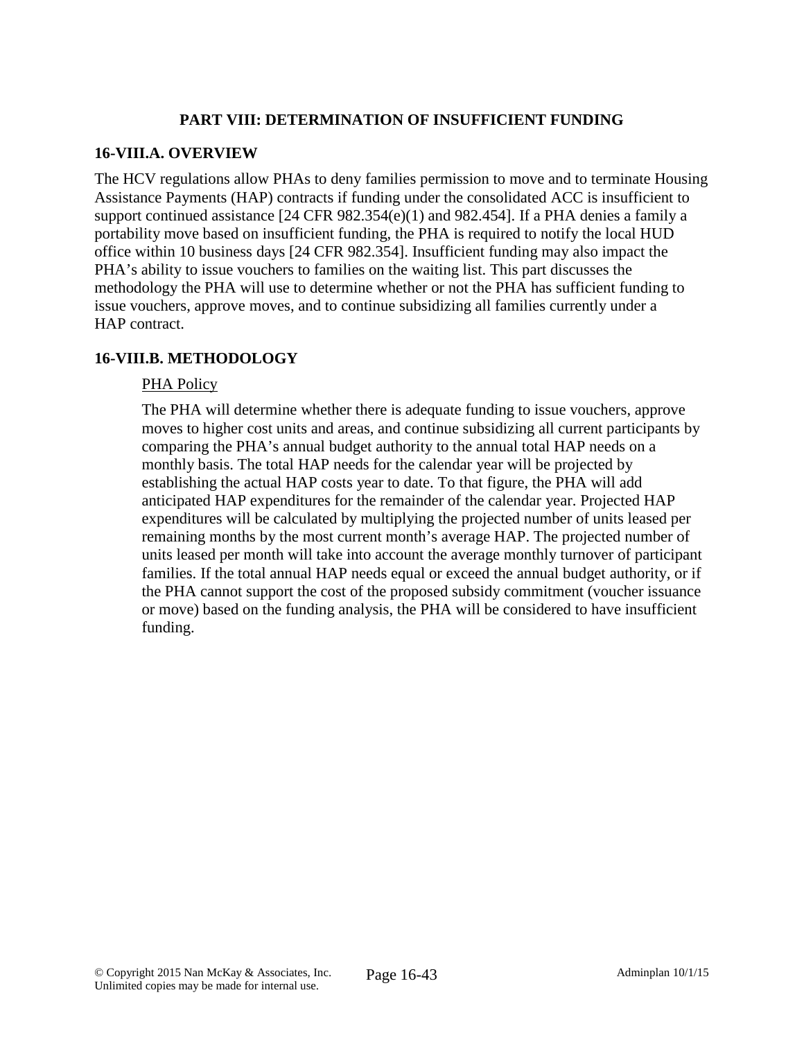## PART VIII: DETERMINATION OF INSUFFICIENT FUNDING

### 16-VIII.A. OVERVIEW

The HCV regulations allow PHAs to deny families permission to move and to terminate Housing Assistance Payments (HAP) contracts if funding under the consolidated ACC is insufficient to support continued assistance [24 CFR 982.354(e)(1) and 982.454]. If a PHA denies a family a portability move based on insufficient funding, the PHA is required to notify the local HUD office within 10 business days [24 CFR 982.354]. Insufficient funding may also impact the PHA's ability to issue vouchers to families on the waiting list. This part discusses the methodology the PHA will use to determine whether or not the PHA has sufficient funding to issue vouchers, approve moves, and to continue subsidizing all families currently under a HAP contract.

### 16-VIII.B. METHODOLOGY

PHA Policy

The PHA will determine whether there is adequate funding to issue vouchers, approve moves to higher cost units and areas, and continue subsidizing all current participants by comparing the PHA's annual budget authority to the annual total HAP needs on a monthly basis. The total HAP needs for the calendar year will be projected by establishing the actual HAP costs year to date. To that figure, the PHA will add anticipated HAP expenditures for the remainder of the calendar year. Projected HAP expenditures will be calculated by multiplying the projected number of units leased per remaining months by the most current month's average HAP. The projected number of units leased per month will take into account the average monthly turnover of participant families. If the total annual HAP needs equal or exceed the annual budget authority, or if the PHA cannot support the cost of the proposed subsidy commitment (voucher issuance or move) based on the funding analysis, the PHA will be considered to have insufficient funding.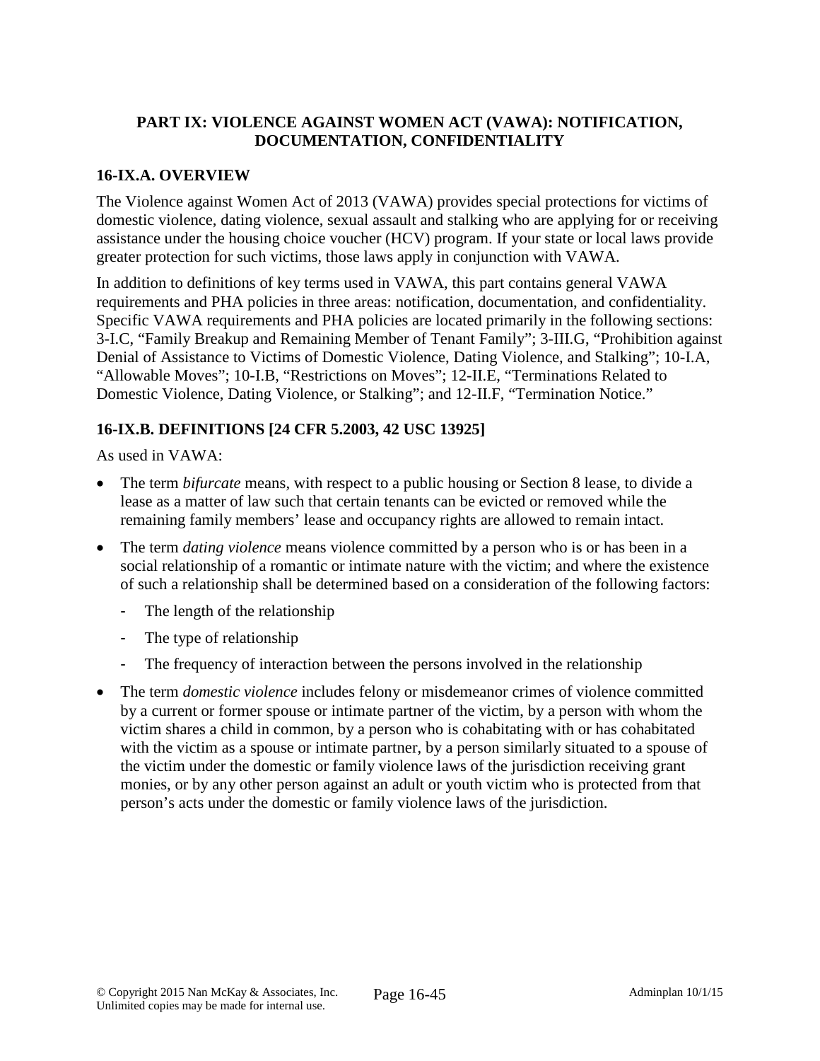## PART IX: VIOLENCE AGAINST WOMEN ACT (VAWA): NOTIFICATION, DOCUMENTATION, CONFIDENTIALITY

### 16-IX.A. OVERVIEW

The Violence against Women Act of 2013 (VAWA) provides special protections for victims of domestic violence, dating violence, sexual assault and stalking who are applying for or receiving assistance under the housing choice voucher (HCV) program. If your state or local laws provide greater protection for such victims, those laws apply in conjunction with VAWA.

In addition to definitions of key terms used in VAWA, this part contains general VAWA requirements and PHA policies in three areas: notification, documentation, and confidentiality. Specific VAWA requirements and PHA policies are located primarily in the following sections: 3-I.C, "Family Breakup and Remaining Member of Tenant Family"; 3-III.G, "Prohibition against Denial of Assistance to Victims of Domestic Violence, Dating Violence, and Stalking"; 10-I.A, "Allowable Moves"; 10-I.B, "Restrictions on Moves"; 12-II.E, "Terminations Related to Domestic Violence, Dating Violence, or Stalking"; and 12-II.F, "Termination Notice."

### 16-IX.B. DEFINITIONS [24 CFR 5.2003, 42 USC 13925]

As used in VAWA:

- The term *bifurcate* means, with respect to a public housing or Section 8 lease, to divide a lease as a matter of law such that certain tenants can be evicted or removed while the remaining family members' lease and occupancy rights are allowed to remain intact.
- The term *dating violence* means violence committed by a person who is or has been in a social relationship of a romantic or intimate nature with the victim; and where the existence of such a relationship shall be determined based on a consideration of the following factors:
  - The length of the relationship
  - The type of relationship
  - The frequency of interaction between the persons involved in the relationship
- The term *domestic violence* includes felony or misdemeanor crimes of violence committed by a current or former spouse or intimate partner of the victim, by a person with whom the victim shares a child in common, by a person who is cohabitating with or has cohabitated with the victim as a spouse or intimate partner, by a person similarly situated to a spouse of the victim under the domestic or family violence laws of the jurisdiction receiving grant monies, or by any other person against an adult or youth victim who is protected from that person's acts under the domestic or family violence laws of the jurisdiction.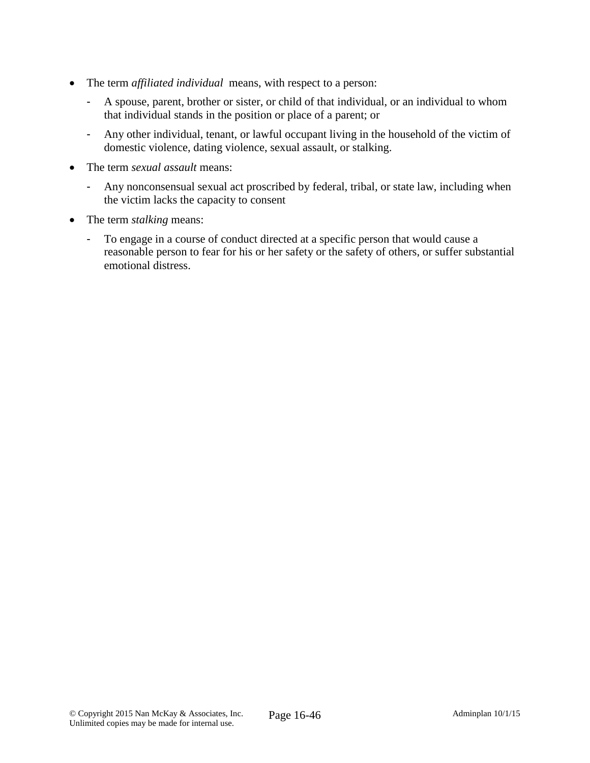- The term *affiliated individual* means, with respect to a person:
  - A spouse, parent, brother or sister, or child of that individual, or an individual to whom that individual stands in the position or place of a parent; or
  - Any other individual, tenant, or lawful occupant living in the household of the victim of domestic violence, dating violence, sexual assault, or stalking.
- The term *sexual assault* means:
  - Any nonconsensual sexual act proscribed by federal, tribal, or state law, including when the victim lacks the capacity to consent
- The term *stalking* means:
  - To engage in a course of conduct directed at a specific person that would cause a reasonable person to fear for his or her safety or the safety of others, or suffer substantial emotional distress.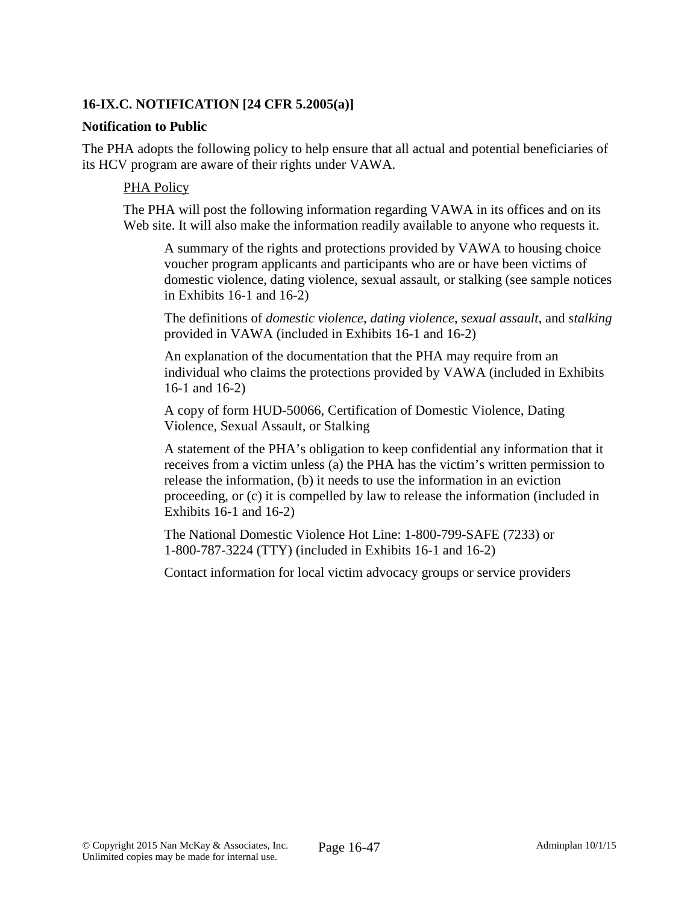## 16-IX.C. NOTIFICATION [24 CFR 5.2005(a)]

### Notification to Public

The PHA adopts the following policy to help ensure that all actual and potential beneficiaries of its HCV program are aware of their rights under VAWA.

PHA Policy

The PHA will post the following information regarding VAWA in its offices and on its Web site. It will also make the information readily available to anyone who requests it.

A summary of the rights and protections provided by VAWA to housing choice voucher program applicants and participants who are or have been victims of domestic violence, dating violence, sexual assault, or stalking (see sample notices in Exhibits 16-1 and 16-2)

The definitions of *domestic violence*, *dating violence*, *sexual assault,* and *stalking* provided in VAWA (included in Exhibits 16-1 and 16-2)

An explanation of the documentation that the PHA may require from an individual who claims the protections provided by VAWA (included in Exhibits 16-1 and 16-2)

A copy of form HUD-50066, Certification of Domestic Violence, Dating Violence, Sexual Assault, or Stalking

A statement of the PHA's obligation to keep confidential any information that it receives from a victim unless (a) the PHA has the victim's written permission to release the information, (b) it needs to use the information in an eviction proceeding, or (c) it is compelled by law to release the information (included in Exhibits 16-1 and 16-2)

The National Domestic Violence Hot Line: 1-800-799-SAFE (7233) or 1-800-787-3224 (TTY) (included in Exhibits 16-1 and 16-2)

Contact information for local victim advocacy groups or service providers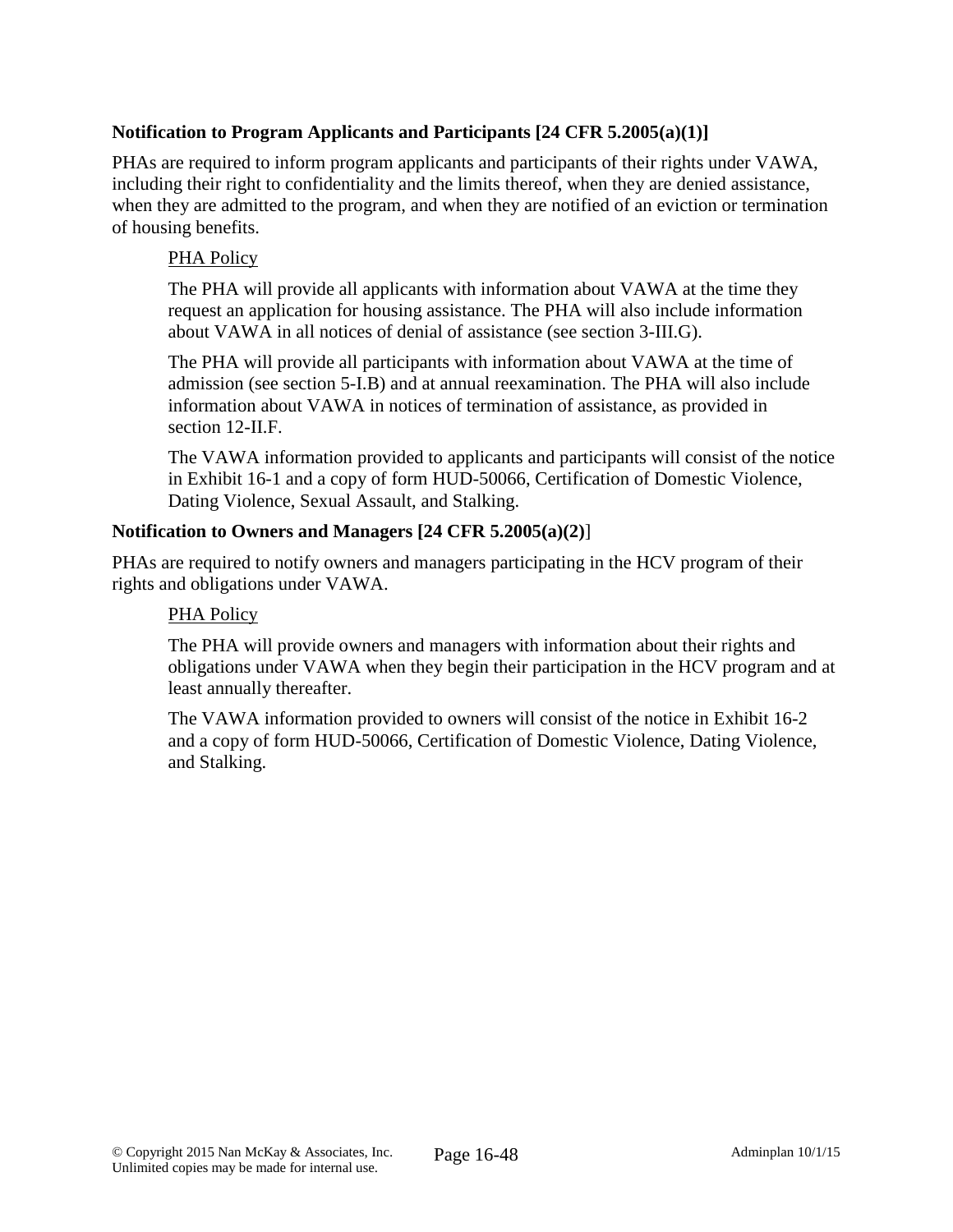**Notification to Program Applicants and Participants [24 CFR 5.2005(a)(1)]**

PHAs are required to inform program applicants and participants of their rights under VAWA, including their right to confidentiality and the limits thereof, when they are denied assistance, when they are admitted to the program, and when they are notified of an eviction or termination of housing benefits.

> PHA Policy
>
> The PHA will provide all applicants with information about VAWA at the time they request an application for housing assistance. The PHA will also include information about VAWA in all notices of denial of assistance (see section 3-III.G).
>
> The PHA will provide all participants with information about VAWA at the time of admission (see section 5-I.B) and at annual reexamination. The PHA will also include information about VAWA in notices of termination of assistance, as provided in section 12-II.F.
>
> The VAWA information provided to applicants and participants will consist of the notice in Exhibit 16-1 and a copy of form HUD-50066, Certification of Domestic Violence, Dating Violence, Sexual Assault, and Stalking.

**Notification to Owners and Managers [24 CFR 5.2005(a)(2)]**

PHAs are required to notify owners and managers participating in the HCV program of their rights and obligations under VAWA.

> PHA Policy
>
> The PHA will provide owners and managers with information about their rights and obligations under VAWA when they begin their participation in the HCV program and at least annually thereafter.
>
> The VAWA information provided to owners will consist of the notice in Exhibit 16-2 and a copy of form HUD-50066, Certification of Domestic Violence, Dating Violence, and Stalking.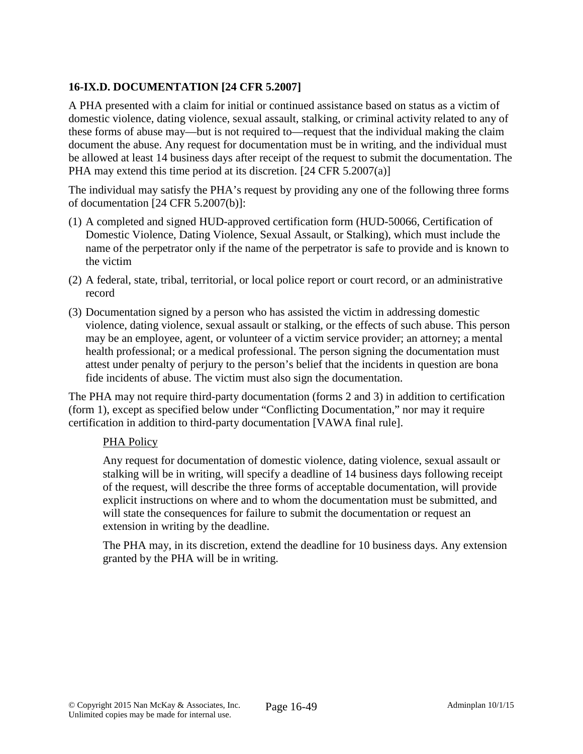**16-IX.D. DOCUMENTATION [24 CFR 5.2007]**

A PHA presented with a claim for initial or continued assistance based on status as a victim of domestic violence, dating violence, sexual assault, stalking, or criminal activity related to any of these forms of abuse may—but is not required to—request that the individual making the claim document the abuse. Any request for documentation must be in writing, and the individual must be allowed at least 14 business days after receipt of the request to submit the documentation. The PHA may extend this time period at its discretion. [24 CFR 5.2007(a)]

The individual may satisfy the PHA's request by providing any one of the following three forms of documentation [24 CFR 5.2007(b)]:

(1) A completed and signed HUD-approved certification form (HUD-50066, Certification of Domestic Violence, Dating Violence, Sexual Assault, or Stalking), which must include the name of the perpetrator only if the name of the perpetrator is safe to provide and is known to the victim

(2) A federal, state, tribal, territorial, or local police report or court record, or an administrative record

(3) Documentation signed by a person who has assisted the victim in addressing domestic violence, dating violence, sexual assault or stalking, or the effects of such abuse. This person may be an employee, agent, or volunteer of a victim service provider; an attorney; a mental health professional; or a medical professional. The person signing the documentation must attest under penalty of perjury to the person's belief that the incidents in question are bona fide incidents of abuse. The victim must also sign the documentation.

The PHA may not require third-party documentation (forms 2 and 3) in addition to certification (form 1), except as specified below under "Conflicting Documentation," nor may it require certification in addition to third-party documentation [VAWA final rule].

<u>PHA Policy</u>

Any request for documentation of domestic violence, dating violence, sexual assault or stalking will be in writing, will specify a deadline of 14 business days following receipt of the request, will describe the three forms of acceptable documentation, will provide explicit instructions on where and to whom the documentation must be submitted, and will state the consequences for failure to submit the documentation or request an extension in writing by the deadline.

The PHA may, in its discretion, extend the deadline for 10 business days. Any extension granted by the PHA will be in writing.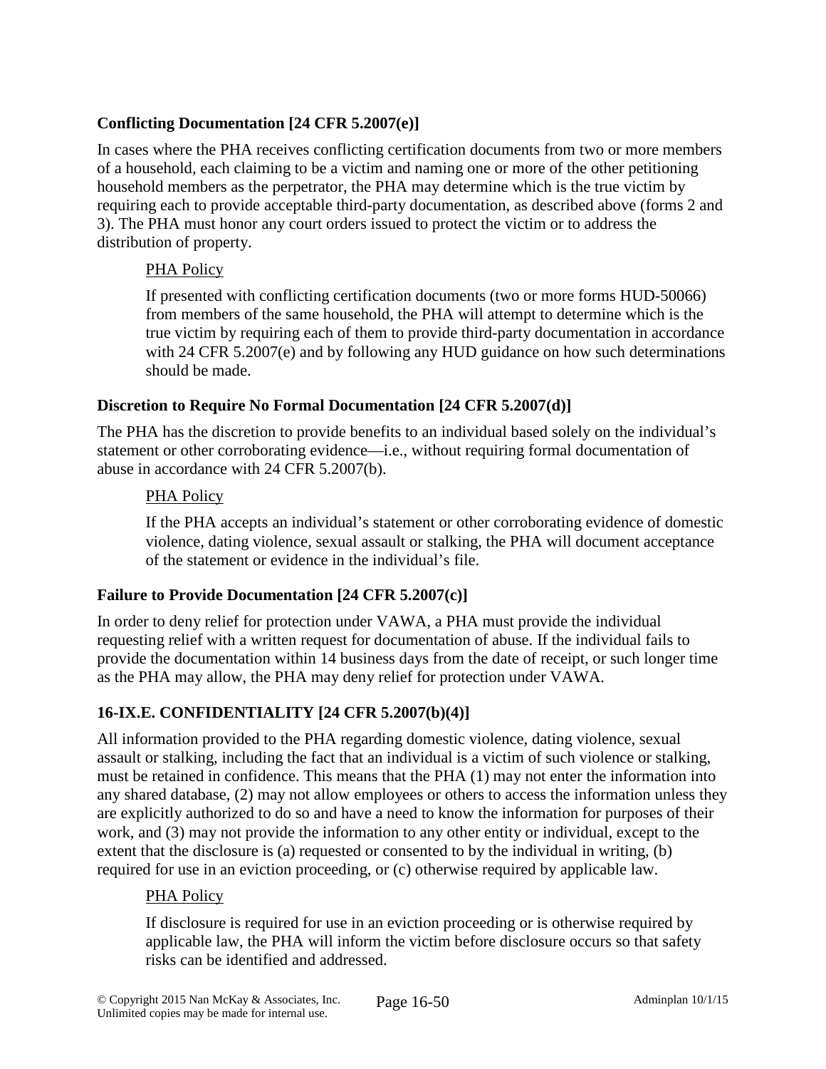**Conflicting Documentation [24 CFR 5.2007(e)]**

In cases where the PHA receives conflicting certification documents from two or more members of a household, each claiming to be a victim and naming one or more of the other petitioning household members as the perpetrator, the PHA may determine which is the true victim by requiring each to provide acceptable third-party documentation, as described above (forms 2 and 3). The PHA must honor any court orders issued to protect the victim or to address the distribution of property.

> PHA Policy
>
> If presented with conflicting certification documents (two or more forms HUD-50066) from members of the same household, the PHA will attempt to determine which is the true victim by requiring each of them to provide third-party documentation in accordance with 24 CFR 5.2007(e) and by following any HUD guidance on how such determinations should be made.

**Discretion to Require No Formal Documentation [24 CFR 5.2007(d)]**

The PHA has the discretion to provide benefits to an individual based solely on the individual's statement or other corroborating evidence—i.e., without requiring formal documentation of abuse in accordance with 24 CFR 5.2007(b).

> PHA Policy
>
> If the PHA accepts an individual's statement or other corroborating evidence of domestic violence, dating violence, sexual assault or stalking, the PHA will document acceptance of the statement or evidence in the individual's file.

**Failure to Provide Documentation [24 CFR 5.2007(c)]**

In order to deny relief for protection under VAWA, a PHA must provide the individual requesting relief with a written request for documentation of abuse. If the individual fails to provide the documentation within 14 business days from the date of receipt, or such longer time as the PHA may allow, the PHA may deny relief for protection under VAWA.

## 16-IX.E. CONFIDENTIALITY [24 CFR 5.2007(b)(4)]

All information provided to the PHA regarding domestic violence, dating violence, sexual assault or stalking, including the fact that an individual is a victim of such violence or stalking, must be retained in confidence. This means that the PHA (1) may not enter the information into any shared database, (2) may not allow employees or others to access the information unless they are explicitly authorized to do so and have a need to know the information for purposes of their work, and (3) may not provide the information to any other entity or individual, except to the extent that the disclosure is (a) requested or consented to by the individual in writing, (b) required for use in an eviction proceeding, or (c) otherwise required by applicable law.

> PHA Policy
>
> If disclosure is required for use in an eviction proceeding or is otherwise required by applicable law, the PHA will inform the victim before disclosure occurs so that safety risks can be identified and addressed.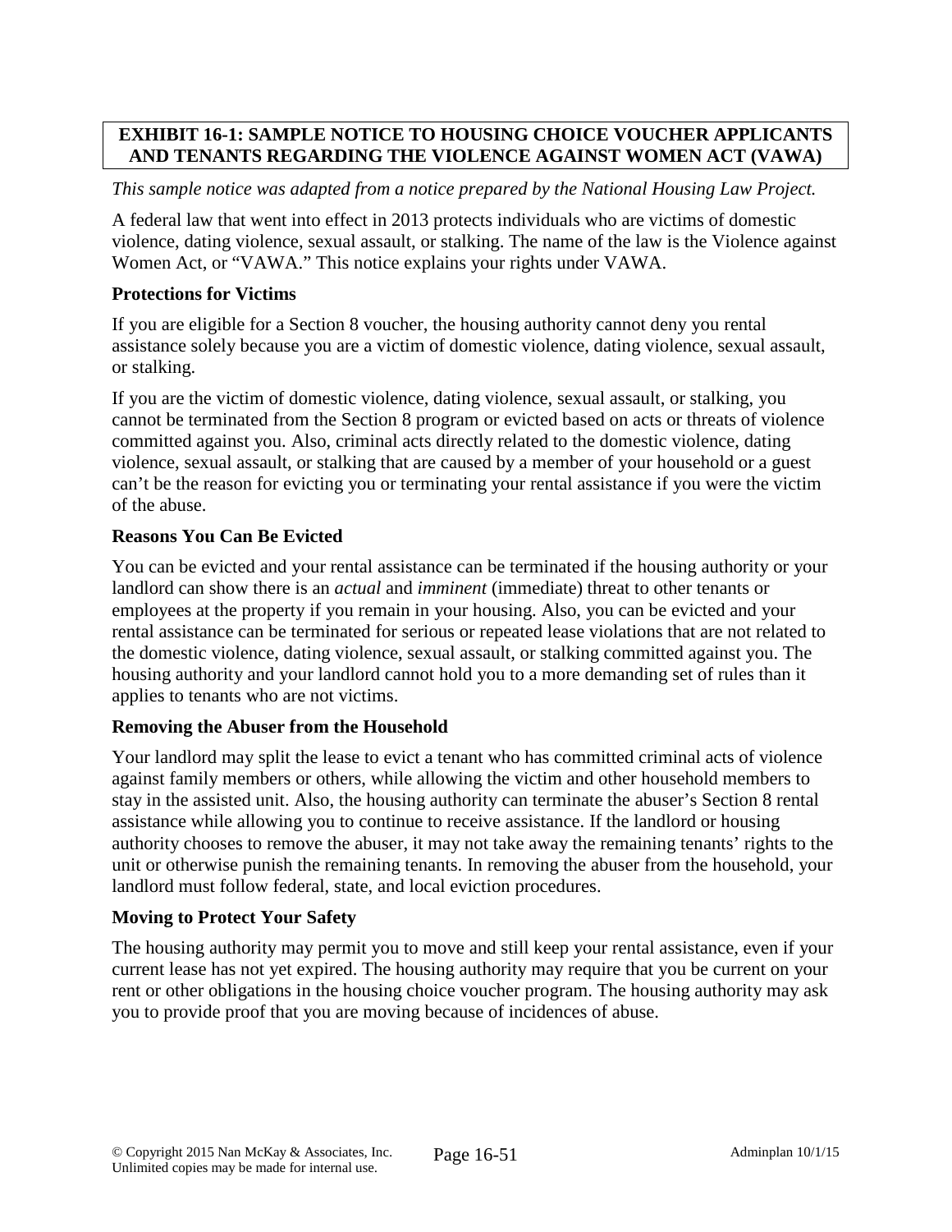## EXHIBIT 16-1: SAMPLE NOTICE TO HOUSING CHOICE VOUCHER APPLICANTS AND TENANTS REGARDING THE VIOLENCE AGAINST WOMEN ACT (VAWA)

*This sample notice was adapted from a notice prepared by the National Housing Law Project.*

A federal law that went into effect in 2013 protects individuals who are victims of domestic violence, dating violence, sexual assault, or stalking. The name of the law is the Violence against Women Act, or "VAWA." This notice explains your rights under VAWA.

**Protections for Victims**

If you are eligible for a Section 8 voucher, the housing authority cannot deny you rental assistance solely because you are a victim of domestic violence, dating violence, sexual assault, or stalking.

If you are the victim of domestic violence, dating violence, sexual assault, or stalking, you cannot be terminated from the Section 8 program or evicted based on acts or threats of violence committed against you. Also, criminal acts directly related to the domestic violence, dating violence, sexual assault, or stalking that are caused by a member of your household or a guest can't be the reason for evicting you or terminating your rental assistance if you were the victim of the abuse.

**Reasons You Can Be Evicted**

You can be evicted and your rental assistance can be terminated if the housing authority or your landlord can show there is an *actual* and *imminent* (immediate) threat to other tenants or employees at the property if you remain in your housing. Also, you can be evicted and your rental assistance can be terminated for serious or repeated lease violations that are not related to the domestic violence, dating violence, sexual assault, or stalking committed against you. The housing authority and your landlord cannot hold you to a more demanding set of rules than it applies to tenants who are not victims.

**Removing the Abuser from the Household**

Your landlord may split the lease to evict a tenant who has committed criminal acts of violence against family members or others, while allowing the victim and other household members to stay in the assisted unit. Also, the housing authority can terminate the abuser's Section 8 rental assistance while allowing you to continue to receive assistance. If the landlord or housing authority chooses to remove the abuser, it may not take away the remaining tenants' rights to the unit or otherwise punish the remaining tenants. In removing the abuser from the household, your landlord must follow federal, state, and local eviction procedures.

**Moving to Protect Your Safety**

The housing authority may permit you to move and still keep your rental assistance, even if your current lease has not yet expired. The housing authority may require that you be current on your rent or other obligations in the housing choice voucher program. The housing authority may ask you to provide proof that you are moving because of incidences of abuse.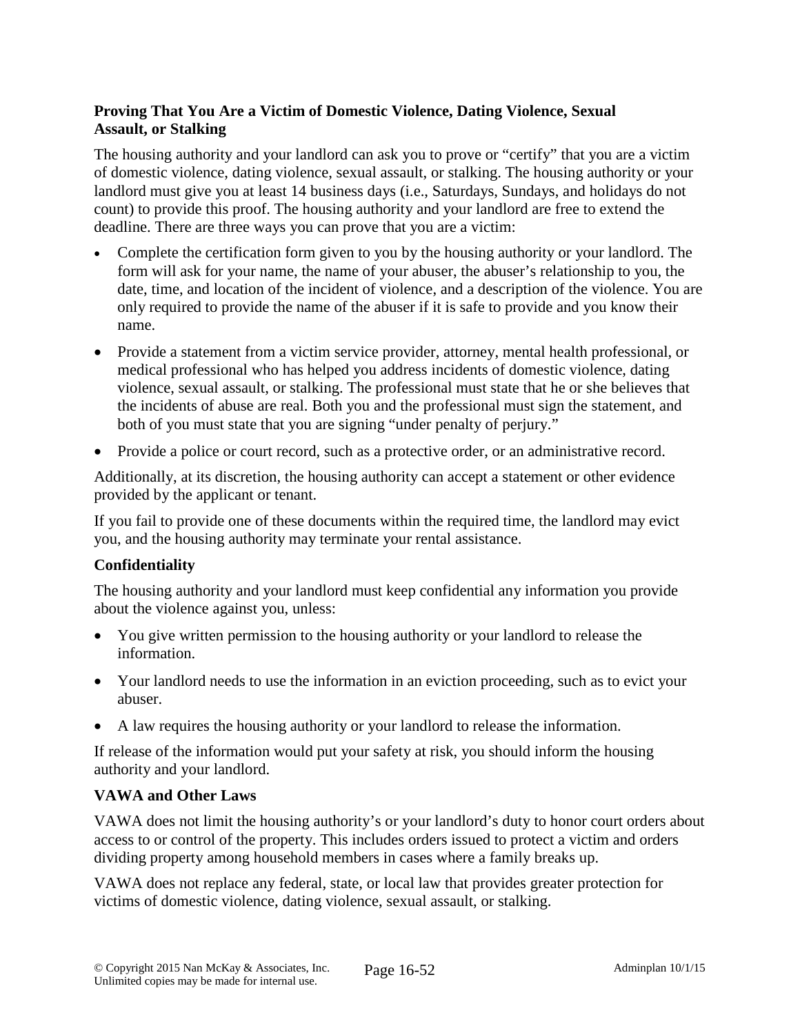### Proving That You Are a Victim of Domestic Violence, Dating Violence, Sexual Assault, or Stalking

The housing authority and your landlord can ask you to prove or "certify" that you are a victim of domestic violence, dating violence, sexual assault, or stalking. The housing authority or your landlord must give you at least 14 business days (i.e., Saturdays, Sundays, and holidays do not count) to provide this proof. The housing authority and your landlord are free to extend the deadline. There are three ways you can prove that you are a victim:

- Complete the certification form given to you by the housing authority or your landlord. The form will ask for your name, the name of your abuser, the abuser's relationship to you, the date, time, and location of the incident of violence, and a description of the violence. You are only required to provide the name of the abuser if it is safe to provide and you know their name.
- Provide a statement from a victim service provider, attorney, mental health professional, or medical professional who has helped you address incidents of domestic violence, dating violence, sexual assault, or stalking. The professional must state that he or she believes that the incidents of abuse are real. Both you and the professional must sign the statement, and both of you must state that you are signing "under penalty of perjury."
- Provide a police or court record, such as a protective order, or an administrative record.

Additionally, at its discretion, the housing authority can accept a statement or other evidence provided by the applicant or tenant.

If you fail to provide one of these documents within the required time, the landlord may evict you, and the housing authority may terminate your rental assistance.

### Confidentiality

The housing authority and your landlord must keep confidential any information you provide about the violence against you, unless:

- You give written permission to the housing authority or your landlord to release the information.
- Your landlord needs to use the information in an eviction proceeding, such as to evict your abuser.
- A law requires the housing authority or your landlord to release the information.

If release of the information would put your safety at risk, you should inform the housing authority and your landlord.

### VAWA and Other Laws

VAWA does not limit the housing authority's or your landlord's duty to honor court orders about access to or control of the property. This includes orders issued to protect a victim and orders dividing property among household members in cases where a family breaks up.

VAWA does not replace any federal, state, or local law that provides greater protection for victims of domestic violence, dating violence, sexual assault, or stalking.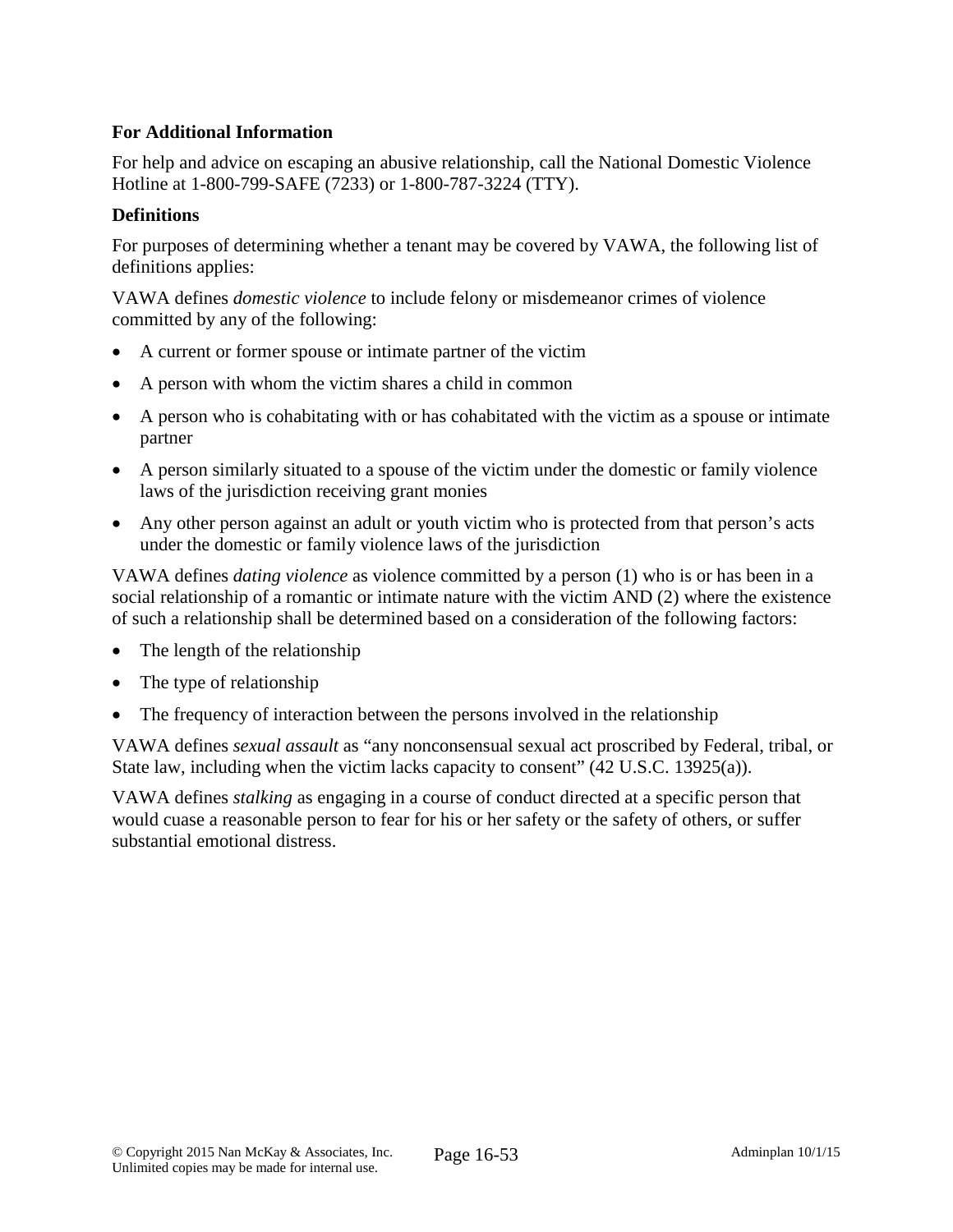**For Additional Information**

For help and advice on escaping an abusive relationship, call the National Domestic Violence Hotline at 1-800-799-SAFE (7233) or 1-800-787-3224 (TTY).

**Definitions**

For purposes of determining whether a tenant may be covered by VAWA, the following list of definitions applies:

VAWA defines *domestic violence* to include felony or misdemeanor crimes of violence committed by any of the following:

- A current or former spouse or intimate partner of the victim
- A person with whom the victim shares a child in common
- A person who is cohabitating with or has cohabitated with the victim as a spouse or intimate partner
- A person similarly situated to a spouse of the victim under the domestic or family violence laws of the jurisdiction receiving grant monies
- Any other person against an adult or youth victim who is protected from that person's acts under the domestic or family violence laws of the jurisdiction

VAWA defines *dating violence* as violence committed by a person (1) who is or has been in a social relationship of a romantic or intimate nature with the victim AND (2) where the existence of such a relationship shall be determined based on a consideration of the following factors:

- The length of the relationship
- The type of relationship
- The frequency of interaction between the persons involved in the relationship

VAWA defines *sexual assault* as "any nonconsensual sexual act proscribed by Federal, tribal, or State law, including when the victim lacks capacity to consent" (42 U.S.C. 13925(a)).

VAWA defines *stalking* as engaging in a course of conduct directed at a specific person that would cuase a reasonable person to fear for his or her safety or the safety of others, or suffer substantial emotional distress.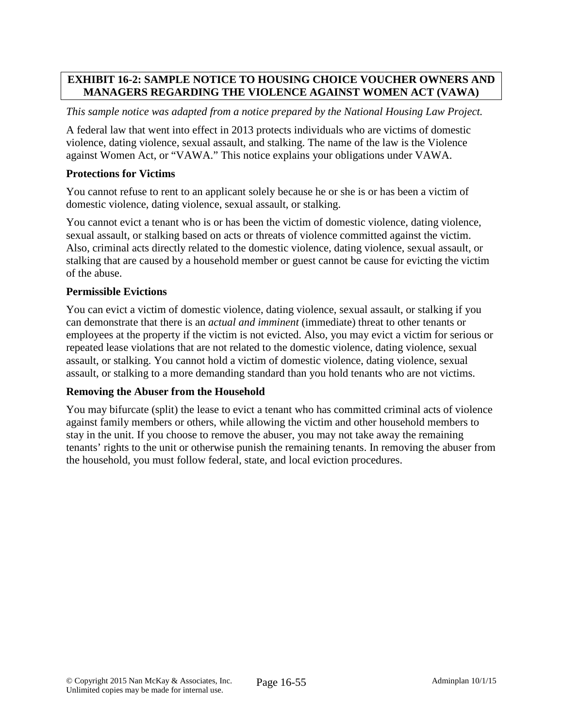## EXHIBIT 16-2: SAMPLE NOTICE TO HOUSING CHOICE VOUCHER OWNERS AND MANAGERS REGARDING THE VIOLENCE AGAINST WOMEN ACT (VAWA)

*This sample notice was adapted from a notice prepared by the National Housing Law Project.*

A federal law that went into effect in 2013 protects individuals who are victims of domestic violence, dating violence, sexual assault, and stalking. The name of the law is the Violence against Women Act, or "VAWA." This notice explains your obligations under VAWA.

### Protections for Victims

You cannot refuse to rent to an applicant solely because he or she is or has been a victim of domestic violence, dating violence, sexual assault, or stalking.

You cannot evict a tenant who is or has been the victim of domestic violence, dating violence, sexual assault, or stalking based on acts or threats of violence committed against the victim. Also, criminal acts directly related to the domestic violence, dating violence, sexual assault, or stalking that are caused by a household member or guest cannot be cause for evicting the victim of the abuse.

### Permissible Evictions

You can evict a victim of domestic violence, dating violence, sexual assault, or stalking if you can demonstrate that there is an *actual and imminent* (immediate) threat to other tenants or employees at the property if the victim is not evicted. Also, you may evict a victim for serious or repeated lease violations that are not related to the domestic violence, dating violence, sexual assault, or stalking. You cannot hold a victim of domestic violence, dating violence, sexual assault, or stalking to a more demanding standard than you hold tenants who are not victims.

### Removing the Abuser from the Household

You may bifurcate (split) the lease to evict a tenant who has committed criminal acts of violence against family members or others, while allowing the victim and other household members to stay in the unit. If you choose to remove the abuser, you may not take away the remaining tenants' rights to the unit or otherwise punish the remaining tenants. In removing the abuser from the household, you must follow federal, state, and local eviction procedures.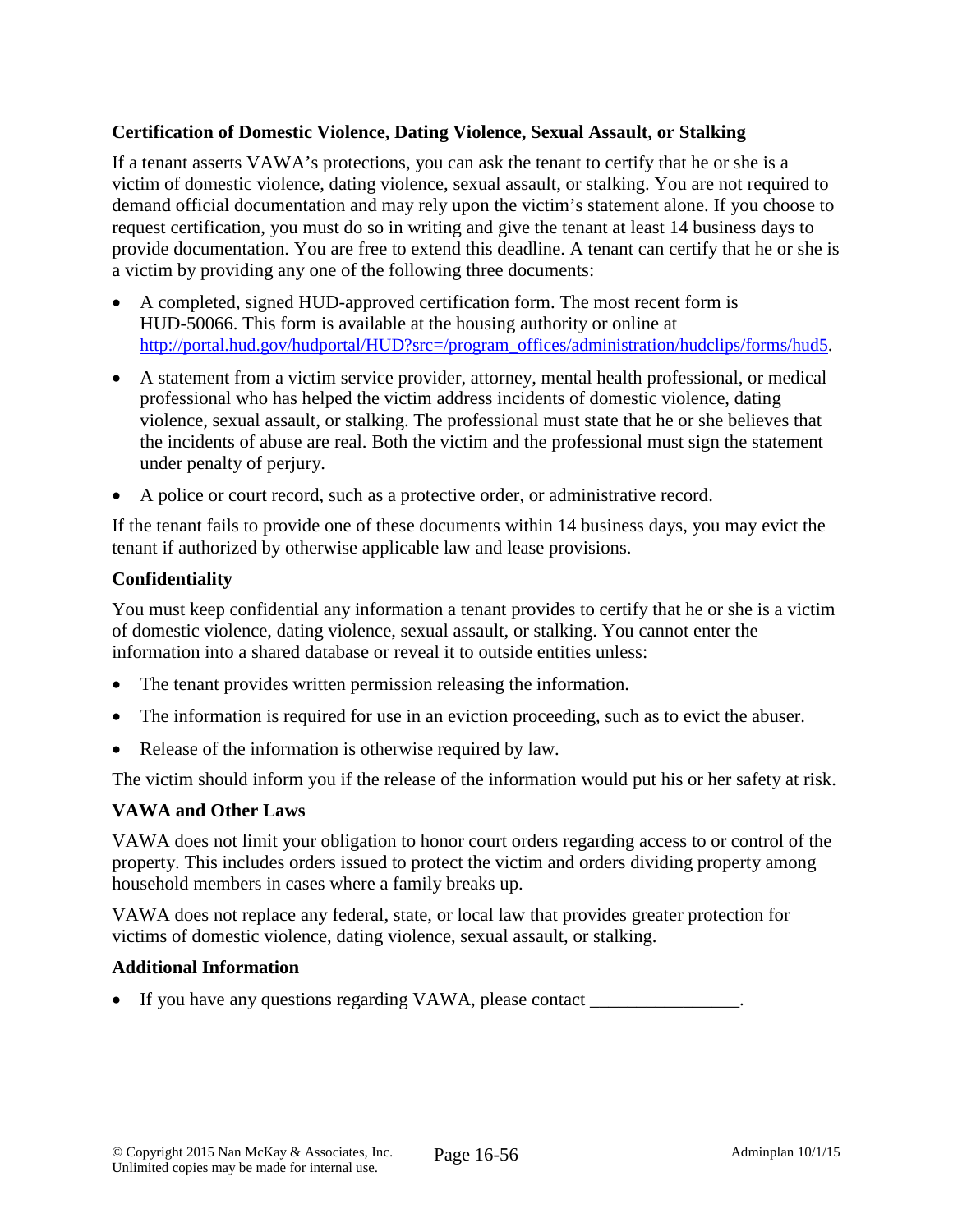### Certification of Domestic Violence, Dating Violence, Sexual Assault, or Stalking

If a tenant asserts VAWA's protections, you can ask the tenant to certify that he or she is a victim of domestic violence, dating violence, sexual assault, or stalking. You are not required to demand official documentation and may rely upon the victim's statement alone. If you choose to request certification, you must do so in writing and give the tenant at least 14 business days to provide documentation. You are free to extend this deadline. A tenant can certify that he or she is a victim by providing any one of the following three documents:

- A completed, signed HUD-approved certification form. The most recent form is HUD-50066. This form is available at the housing authority or online at [http://portal.hud.gov/hudportal/HUD?src=/program_offices/administration/hudclips/forms/hud5](http://portal.hud.gov/hudportal/HUD?src=/program_offices/administration/hudclips/forms/hud5).
- A statement from a victim service provider, attorney, mental health professional, or medical professional who has helped the victim address incidents of domestic violence, dating violence, sexual assault, or stalking. The professional must state that he or she believes that the incidents of abuse are real. Both the victim and the professional must sign the statement under penalty of perjury.
- A police or court record, such as a protective order, or administrative record.

If the tenant fails to provide one of these documents within 14 business days, you may evict the tenant if authorized by otherwise applicable law and lease provisions.

### Confidentiality

You must keep confidential any information a tenant provides to certify that he or she is a victim of domestic violence, dating violence, sexual assault, or stalking. You cannot enter the information into a shared database or reveal it to outside entities unless:

- The tenant provides written permission releasing the information.
- The information is required for use in an eviction proceeding, such as to evict the abuser.
- Release of the information is otherwise required by law.

The victim should inform you if the release of the information would put his or her safety at risk.

### VAWA and Other Laws

VAWA does not limit your obligation to honor court orders regarding access to or control of the property. This includes orders issued to protect the victim and orders dividing property among household members in cases where a family breaks up.

VAWA does not replace any federal, state, or local law that provides greater protection for victims of domestic violence, dating violence, sexual assault, or stalking.

### Additional Information

- If you have any questions regarding VAWA, please contact ________________.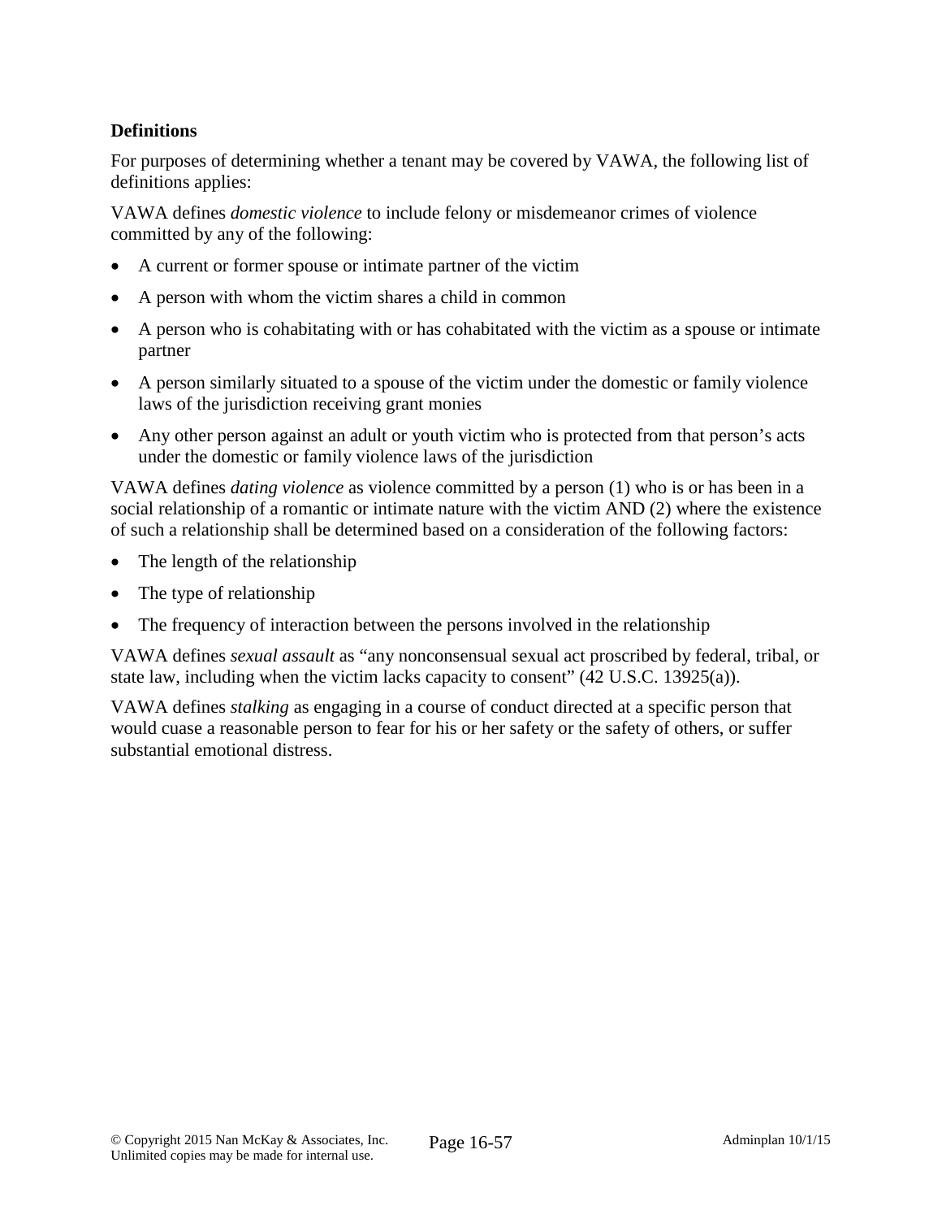**Definitions**

For purposes of determining whether a tenant may be covered by VAWA, the following list of definitions applies:

VAWA defines *domestic violence* to include felony or misdemeanor crimes of violence committed by any of the following:

- A current or former spouse or intimate partner of the victim
- A person with whom the victim shares a child in common
- A person who is cohabitating with or has cohabitated with the victim as a spouse or intimate partner
- A person similarly situated to a spouse of the victim under the domestic or family violence laws of the jurisdiction receiving grant monies
- Any other person against an adult or youth victim who is protected from that person's acts under the domestic or family violence laws of the jurisdiction

VAWA defines *dating violence* as violence committed by a person (1) who is or has been in a social relationship of a romantic or intimate nature with the victim AND (2) where the existence of such a relationship shall be determined based on a consideration of the following factors:

- The length of the relationship
- The type of relationship
- The frequency of interaction between the persons involved in the relationship

VAWA defines *sexual assault* as "any nonconsensual sexual act proscribed by federal, tribal, or state law, including when the victim lacks capacity to consent" (42 U.S.C. 13925(a)).

VAWA defines *stalking* as engaging in a course of conduct directed at a specific person that would cuase a reasonable person to fear for his or her safety or the safety of others, or suffer substantial emotional distress.